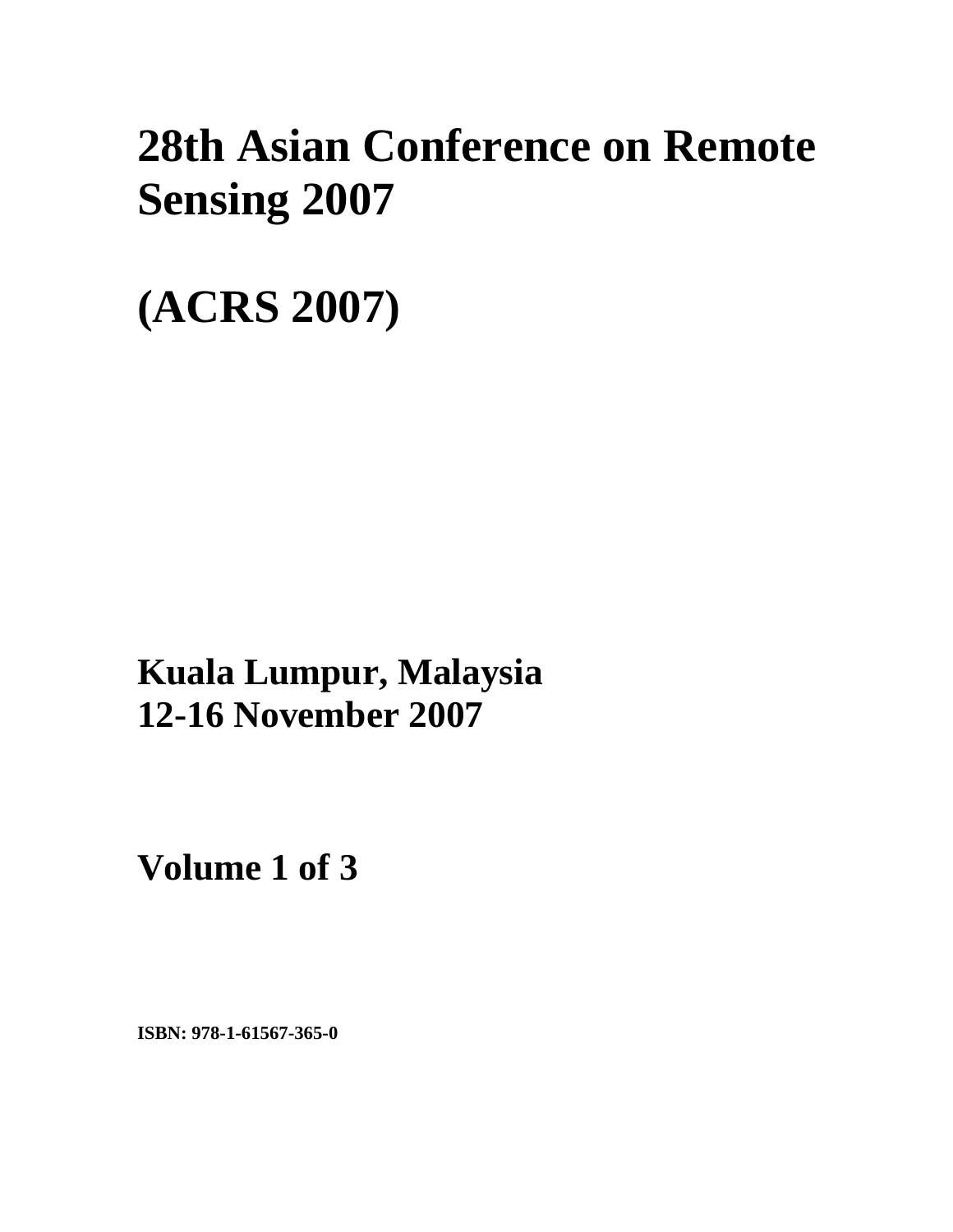# 28th Asian Conference on Remote Sensing 2007

# (ACRS 2007)

**Kuala Lumpur, Malaysia**
**12-16 November 2007**

**Volume 1 of 3**

**ISBN: 978-1-61567-365-0**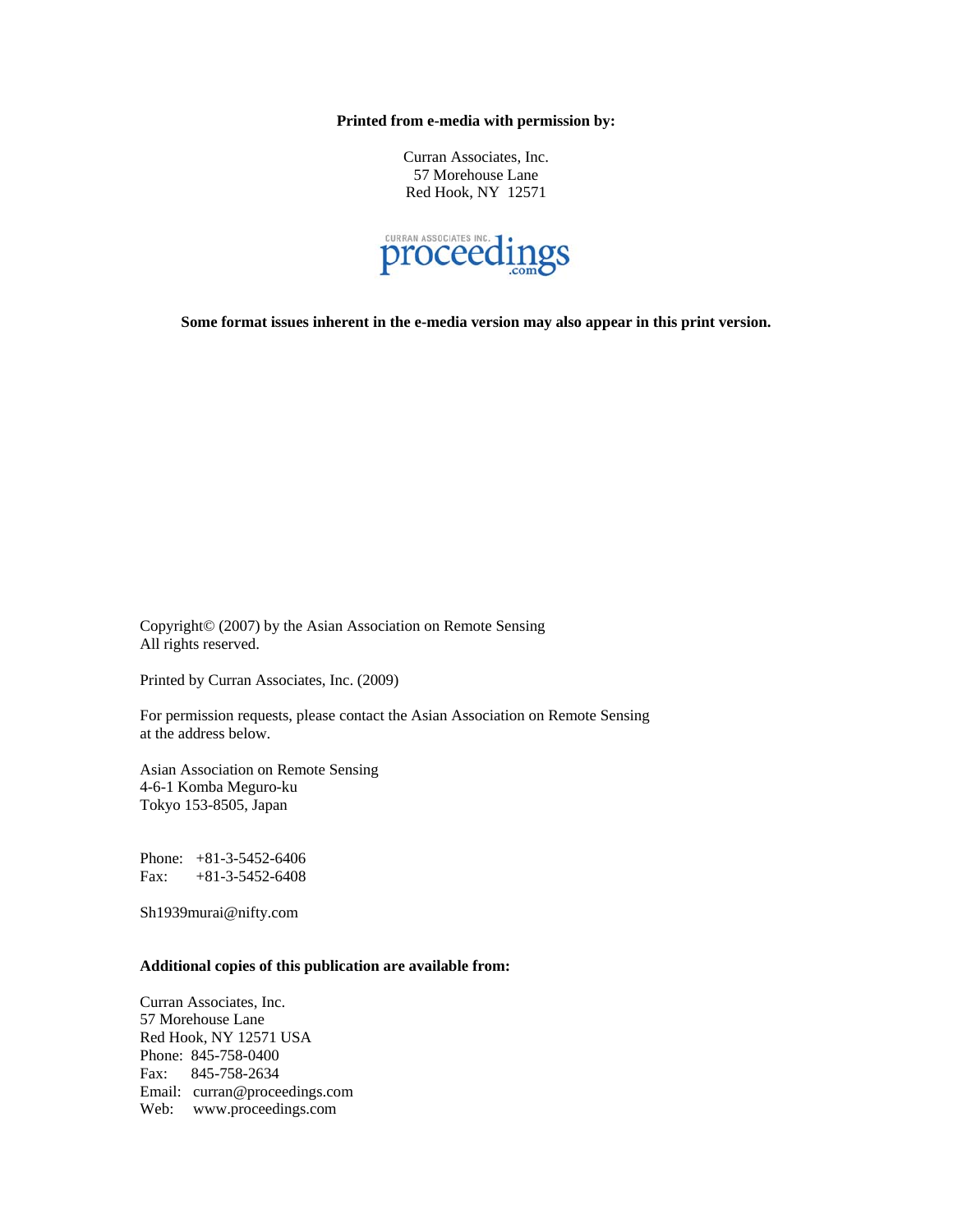**Printed from e-media with permission by:**

Curran Associates, Inc.
57 Morehouse Lane
Red Hook, NY 12571

CURRAN ASSOCIATES INC. proceedings.com

**Some format issues inherent in the e-media version may also appear in this print version.**

Copyright© (2007) by the Asian Association on Remote Sensing
All rights reserved.

Printed by Curran Associates, Inc. (2009)

For permission requests, please contact the Asian Association on Remote Sensing at the address below.

Asian Association on Remote Sensing
4-6-1 Komba Meguro-ku
Tokyo 153-8505, Japan

Phone: +81-3-5452-6406
Fax: +81-3-5452-6408

Sh1939murai@nifty.com

**Additional copies of this publication are available from:**

Curran Associates, Inc.
57 Morehouse Lane
Red Hook, NY 12571 USA
Phone: 845-758-0400
Fax: 845-758-2634
Email: curran@proceedings.com
Web: www.proceedings.com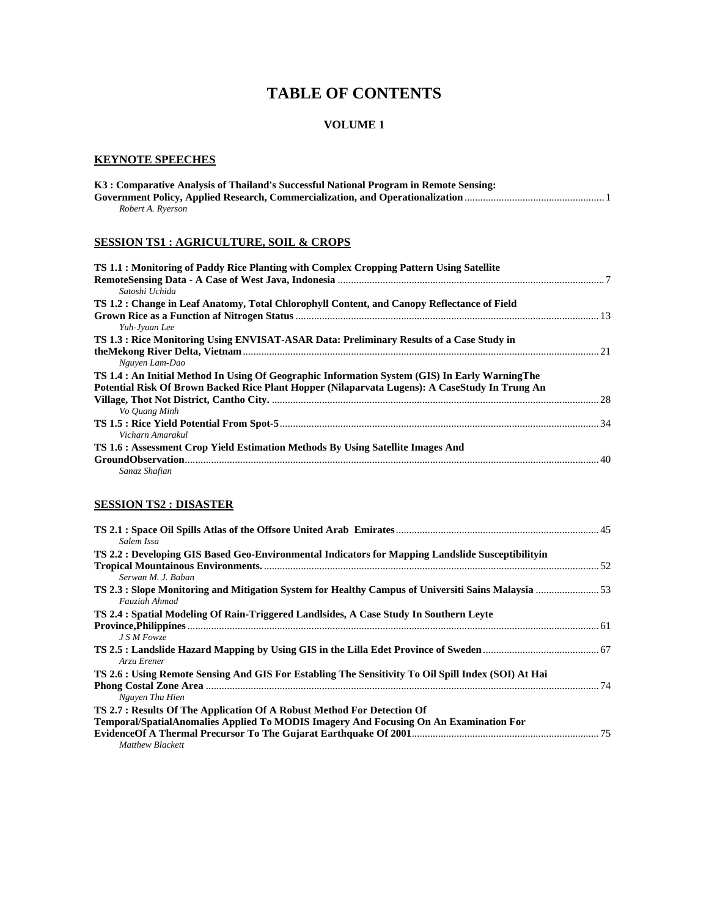# TABLE OF CONTENTS

## VOLUME 1

### KEYNOTE SPEECHES

**K3 : Comparative Analysis of Thailand's Successful National Program in Remote Sensing: Government Policy, Applied Research, Commercialization, and Operationalization** ..... 1
*Robert A. Ryerson*

### SESSION TS1 : AGRICULTURE, SOIL & CROPS

**TS 1.1 : Monitoring of Paddy Rice Planting with Complex Cropping Pattern Using Satellite RemoteSensing Data - A Case of West Java, Indonesia** ..... 7
*Satoshi Uchida*

**TS 1.2 : Change in Leaf Anatomy, Total Chlorophyll Content, and Canopy Reflectance of Field Grown Rice as a Function af Nitrogen Status** ..... 13
*Yuh-Jyuan Lee*

**TS 1.3 : Rice Monitoring Using ENVISAT-ASAR Data: Preliminary Results of a Case Study in theMekong River Delta, Vietnam** ..... 21
*Nguyen Lam-Dao*

**TS 1.4 : An Initial Method In Using Of Geographic Information System (GIS) In Early WarningThe Potential Risk Of Brown Backed Rice Plant Hopper (Nilaparvata Lugens): A CaseStudy In Trung An Village, Thot Not District, Cantho City.** ..... 28
*Vo Quang Minh*

**TS 1.5 : Rice Yield Potential From Spot-5** ..... 34
*Vicharn Amarakul*

**TS 1.6 : Assessment Crop Yield Estimation Methods By Using Satellite Images And GroundObservation** ..... 40
*Sanaz Shafian*

### SESSION TS2 : DISASTER

**TS 2.1 : Space Oil Spills Atlas of the Offsore United Arab Emirates** ..... 45
*Salem Issa*

**TS 2.2 : Developing GIS Based Geo-Environmental Indicators for Mapping Landslide Susceptibilityin Tropical Mountainous Environments.** ..... 52
*Serwan M. J. Baban*

**TS 2.3 : Slope Monitoring and Mitigation System for Healthy Campus of Universiti Sains Malaysia** ..... 53
*Fauziah Ahmad*

**TS 2.4 : Spatial Modeling Of Rain-Triggered Landlsides, A Case Study In Southern Leyte Province,Philippines** ..... 61
*J S M Fowze*

**TS 2.5 : Landslide Hazard Mapping by Using GIS in the Lilla Edet Province of Sweden** ..... 67
*Arzu Erener*

**TS 2.6 : Using Remote Sensing And GIS For Establing The Sensitivity To Oil Spill Index (SOI) At Hai Phong Costal Zone Area** ..... 74
*Nguyen Thu Hien*

**TS 2.7 : Results Of The Application Of A Robust Method For Detection Of Temporal/SpatialAnomalies Applied To MODIS Imagery And Focusing On An Examination For EvidenceOf A Thermal Precursor To The Gujarat Earthquake Of 2001** ..... 75
*Matthew Blackett*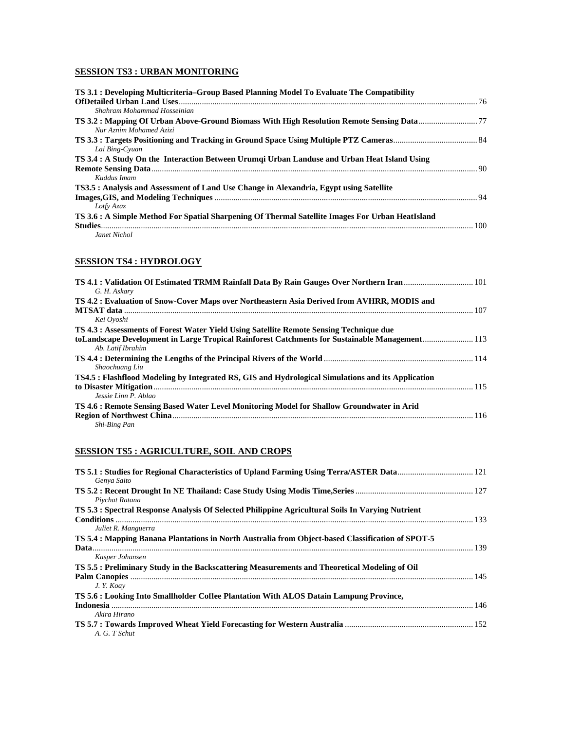## SESSION TS3 : URBAN MONITORING

**TS 3.1 : Developing Multicriteria–Group Based Planning Model To Evaluate The Compatibility OfDetailed Urban Land Uses** .......... 76
*Shahram Mohammad Hosseinian*

**TS 3.2 : Mapping Of Urban Above-Ground Biomass With High Resolution Remote Sensing Data** .......... 77
*Nur Aznim Mohamed Azizi*

**TS 3.3 : Targets Positioning and Tracking in Ground Space Using Multiple PTZ Cameras** .......... 84
*Lai Bing-Cyuan*

**TS 3.4 : A Study On the Interaction Between Urumqi Urban Landuse and Urban Heat Island Using Remote Sensing Data** .......... 90
*Kuddus Imam*

**TS3.5 : Analysis and Assessment of Land Use Change in Alexandria, Egypt using Satellite Images,GIS, and Modeling Techniques** .......... 94
*Lotfy Azaz*

**TS 3.6 : A Simple Method For Spatial Sharpening Of Thermal Satellite Images For Urban HeatIsland Studies** .......... 100
*Janet Nichol*

## SESSION TS4 : HYDROLOGY

**TS 4.1 : Validation Of Estimated TRMM Rainfall Data By Rain Gauges Over Northern Iran** .......... 101
*G. H. Askary*

**TS 4.2 : Evaluation of Snow-Cover Maps over Northeastern Asia Derived from AVHRR, MODIS and MTSAT data** .......... 107
*Kei Oyoshi*

**TS 4.3 : Assessments of Forest Water Yield Using Satellite Remote Sensing Technique due toLandscape Development in Large Tropical Rainforest Catchments for Sustainable Management** .......... 113
*Ab. Latif Ibrahim*

**TS 4.4 : Determining the Lengths of the Principal Rivers of the World** .......... 114
*Shaochuang Liu*

**TS4.5 : Flashflood Modeling by Integrated RS, GIS and Hydrological Simulations and its Application to Disaster Mitigation** .......... 115
*Jessie Linn P. Ablao*

**TS 4.6 : Remote Sensing Based Water Level Monitoring Model for Shallow Groundwater in Arid Region of Northwest China** .......... 116
*Shi-Bing Pan*

## SESSION TS5 : AGRICULTURE, SOIL AND CROPS

**TS 5.1 : Studies for Regional Characteristics of Upland Farming Using Terra/ASTER Data** .......... 121
*Genya Saito*

**TS 5.2 : Recent Drought In NE Thailand: Case Study Using Modis Time,Series** .......... 127
*Piychat Ratana*

**TS 5.3 : Spectral Response Analysis Of Selected Philippine Agricultural Soils In Varying Nutrient Conditions** .......... 133
*Juliet R. Manguerra*

**TS 5.4 : Mapping Banana Plantations in North Australia from Object-based Classification of SPOT-5 Data** .......... 139
*Kasper Johansen*

**TS 5.5 : Preliminary Study in the Backscattering Measurements and Theoretical Modeling of Oil Palm Canopies** .......... 145
*J. Y. Koay*

**TS 5.6 : Looking Into Smallholder Coffee Plantation With ALOS Datain Lampung Province, Indonesia** .......... 146
*Akira Hirano*

**TS 5.7 : Towards Improved Wheat Yield Forecasting for Western Australia** .......... 152
*A. G. T Schut*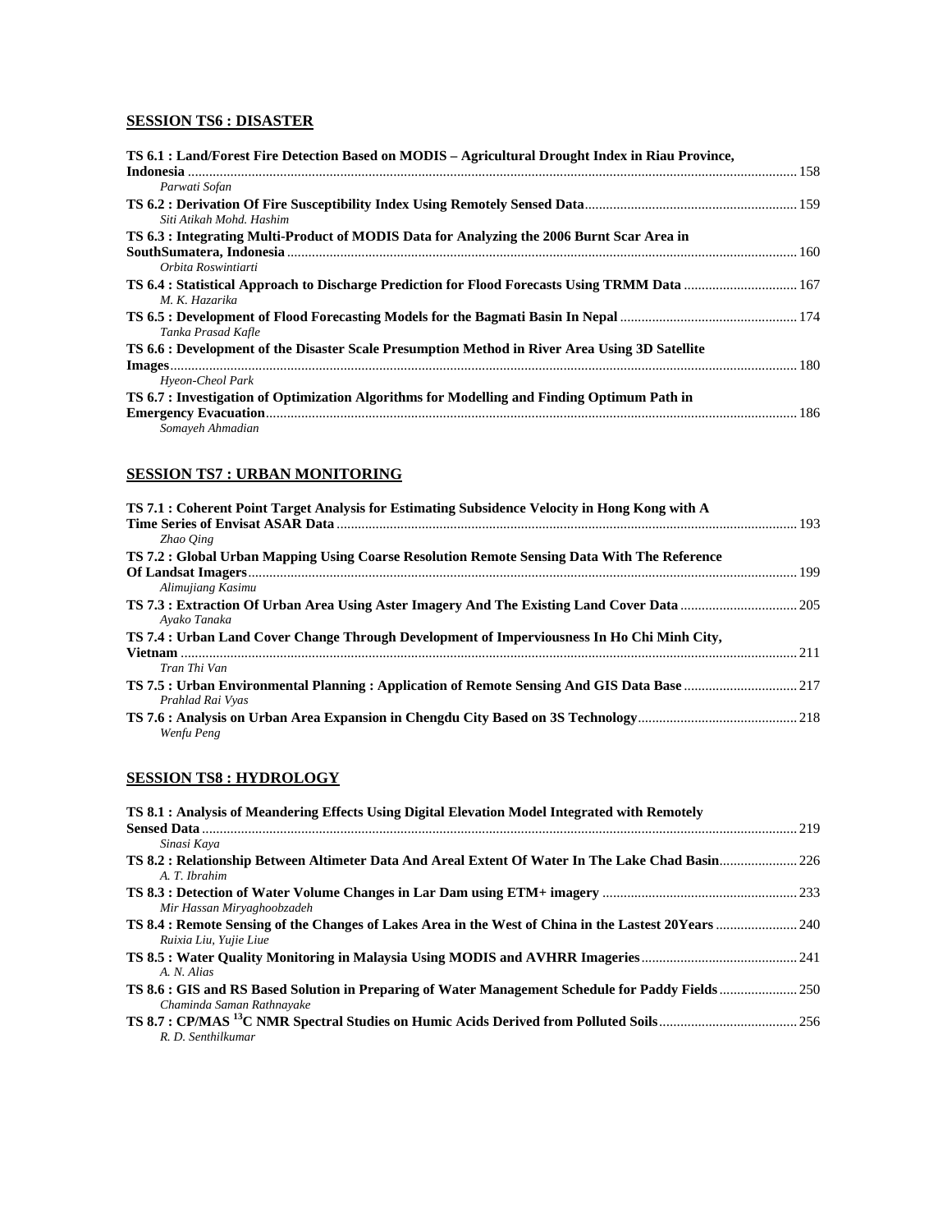## SESSION TS6 : DISASTER

**TS 6.1 : Land/Forest Fire Detection Based on MODIS – Agricultural Drought Index in Riau Province, Indonesia** ........ 158
*Parwati Sofan*

**TS 6.2 : Derivation Of Fire Susceptibility Index Using Remotely Sensed Data** ........ 159
*Siti Atikah Mohd. Hashim*

**TS 6.3 : Integrating Multi-Product of MODIS Data for Analyzing the 2006 Burnt Scar Area in SouthSumatera, Indonesia** ........ 160
*Orbita Roswintiarti*

**TS 6.4 : Statistical Approach to Discharge Prediction for Flood Forecasts Using TRMM Data** ........ 167
*M. K. Hazarika*

**TS 6.5 : Development of Flood Forecasting Models for the Bagmati Basin In Nepal** ........ 174
*Tanka Prasad Kafle*

**TS 6.6 : Development of the Disaster Scale Presumption Method in River Area Using 3D Satellite Images** ........ 180
*Hyeon-Cheol Park*

**TS 6.7 : Investigation of Optimization Algorithms for Modelling and Finding Optimum Path in Emergency Evacuation** ........ 186
*Somayeh Ahmadian*

## SESSION TS7 : URBAN MONITORING

**TS 7.1 : Coherent Point Target Analysis for Estimating Subsidence Velocity in Hong Kong with A Time Series of Envisat ASAR Data** ........ 193
*Zhao Qing*

**TS 7.2 : Global Urban Mapping Using Coarse Resolution Remote Sensing Data With The Reference Of Landsat Imagers** ........ 199
*Alimujiang Kasimu*

**TS 7.3 : Extraction Of Urban Area Using Aster Imagery And The Existing Land Cover Data** ........ 205
*Ayako Tanaka*

**TS 7.4 : Urban Land Cover Change Through Development of Imperviousness In Ho Chi Minh City, Vietnam** ........ 211
*Tran Thi Van*

**TS 7.5 : Urban Environmental Planning : Application of Remote Sensing And GIS Data Base** ........ 217
*Prahlad Rai Vyas*

**TS 7.6 : Analysis on Urban Area Expansion in Chengdu City Based on 3S Technology** ........ 218
*Wenfu Peng*

## SESSION TS8 : HYDROLOGY

**TS 8.1 : Analysis of Meandering Effects Using Digital Elevation Model Integrated with Remotely Sensed Data** ........ 219
*Sinasi Kaya*

**TS 8.2 : Relationship Between Altimeter Data And Areal Extent Of Water In The Lake Chad Basin** ........ 226
*A. T. Ibrahim*

**TS 8.3 : Detection of Water Volume Changes in Lar Dam using ETM+ imagery** ........ 233
*Mir Hassan Miryaghoobzadeh*

**TS 8.4 : Remote Sensing of the Changes of Lakes Area in the West of China in the Lastest 20Years** ........ 240
*Ruixia Liu, Yujie Liue*

**TS 8.5 : Water Quality Monitoring in Malaysia Using MODIS and AVHRR Imageries** ........ 241
*A. N. Alias*

**TS 8.6 : GIS and RS Based Solution in Preparing of Water Management Schedule for Paddy Fields** ........ 250
*Chaminda Saman Rathnayake*

**TS 8.7 : CP/MAS $^{13}$C NMR Spectral Studies on Humic Acids Derived from Polluted Soils** ........ 256
*R. D. Senthilkumar*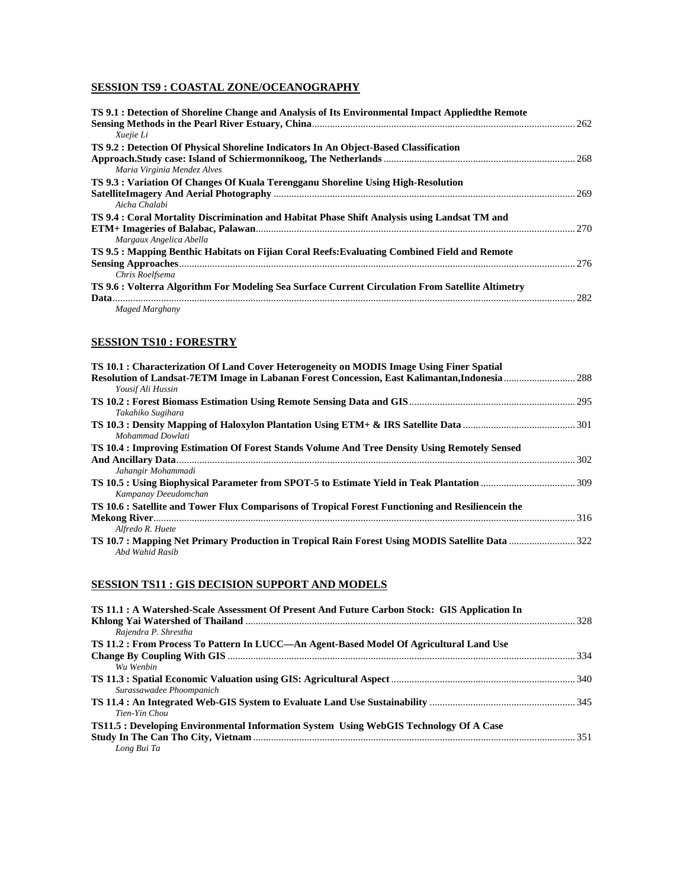## SESSION TS9 : COASTAL ZONE/OCEANOGRAPHY

**TS 9.1 : Detection of Shoreline Change and Analysis of Its Environmental Impact Appliedthe Remote Sensing Methods in the Pearl River Estuary, China** ........ 262
*Xuejie Li*

**TS 9.2 : Detection Of Physical Shoreline Indicators In An Object-Based Classification Approach.Study case: Island of Schiermonnikoog, The Netherlands** ........ 268
*Maria Virginia Mendez Alves*

**TS 9.3 : Variation Of Changes Of Kuala Terengganu Shoreline Using High-Resolution SatelliteImagery And Aerial Photography** ........ 269
*Aicha Chalabi*

**TS 9.4 : Coral Mortality Discrimination and Habitat Phase Shift Analysis using Landsat TM and ETM+ Imageries of Balabac, Palawan** ........ 270
*Margaux Angelica Abella*

**TS 9.5 : Mapping Benthic Habitats on Fijian Coral Reefs:Evaluating Combined Field and Remote Sensing Approaches** ........ 276
*Chris Roelfsema*

**TS 9.6 : Volterra Algorithm For Modeling Sea Surface Current Circulation From Satellite Altimetry Data** ........ 282
*Maged Marghany*

## SESSION TS10 : FORESTRY

**TS 10.1 : Characterization Of Land Cover Heterogeneity on MODIS Image Using Finer Spatial Resolution of Landsat-7ETM Image in Labanan Forest Concession, East Kalimantan,Indonesia** ........ 288
*Yousif Ali Hussin*

**TS 10.2 : Forest Biomass Estimation Using Remote Sensing Data and GIS** ........ 295
*Takahiko Sugihara*

**TS 10.3 : Density Mapping of Haloxylon Plantation Using ETM+ & IRS Satellite Data** ........ 301
*Mohammad Dowlati*

**TS 10.4 : Improving Estimation Of Forest Stands Volume And Tree Density Using Remotely Sensed And Ancillary Data** ........ 302
*Jahangir Mohammadi*

**TS 10.5 : Using Biophysical Parameter from SPOT-5 to Estimate Yield in Teak Plantation** ........ 309
*Kampanay Deeudomchan*

**TS 10.6 : Satellite and Tower Flux Comparisons of Tropical Forest Functioning and Resiliencein the Mekong River** ........ 316
*Alfredo R. Huete*

**TS 10.7 : Mapping Net Primary Production in Tropical Rain Forest Using MODIS Satellite Data** ........ 322
*Abd Wahid Rasib*

## SESSION TS11 : GIS DECISION SUPPORT AND MODELS

**TS 11.1 : A Watershed-Scale Assessment Of Present And Future Carbon Stock: GIS Application In Khlong Yai Watershed of Thailand** ........ 328
*Rajendra P. Shrestha*

**TS 11.2 : From Process To Pattern In LUCC—An Agent-Based Model Of Agricultural Land Use Change By Coupling With GIS** ........ 334
*Wu Wenbin*

**TS 11.3 : Spatial Economic Valuation using GIS: Agricultural Aspect** ........ 340
*Surassawadee Phoompanich*

**TS 11.4 : An Integrated Web-GIS System to Evaluate Land Use Sustainability** ........ 345
*Tien-Yin Chou*

**TS11.5 : Developing Environmental Information System Using WebGIS Technology Of A Case Study In The Can Tho City, Vietnam** ........ 351
*Long Bui Ta*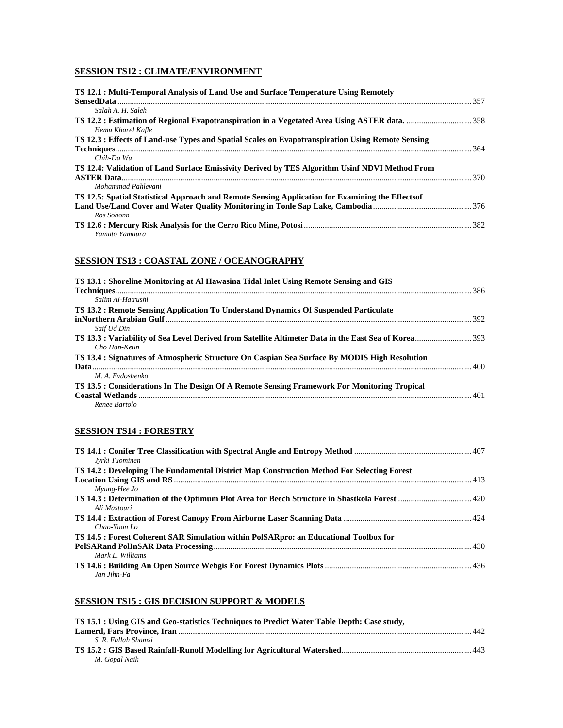## SESSION TS12 : CLIMATE/ENVIRONMENT

**TS 12.1 : Multi-Temporal Analysis of Land Use and Surface Temperature Using Remotely SensedData** ........ 357
*Salah A. H. Saleh*

**TS 12.2 : Estimation of Regional Evapotranspiration in a Vegetated Area Using ASTER data.** ........ 358
*Hemu Kharel Kafle*

**TS 12.3 : Effects of Land-use Types and Spatial Scales on Evapotranspiration Using Remote Sensing Techniques** ........ 364
*Chih-Da Wu*

**TS 12.4: Validation of Land Surface Emissivity Derived by TES Algorithm Usinf NDVI Method From ASTER Data** ........ 370
*Mohammad Pahlevani*

**TS 12.5: Spatial Statistical Approach and Remote Sensing Application for Examining the Effectsof Land Use/Land Cover and Water Quality Monitoring in Tonle Sap Lake, Cambodia** ........ 376
*Ros Sobonn*

**TS 12.6 : Mercury Risk Analysis for the Cerro Rico Mine, Potosi** ........ 382
*Yamato Yamaura*

## SESSION TS13 : COASTAL ZONE / OCEANOGRAPHY

**TS 13.1 : Shoreline Monitoring at Al Hawasina Tidal Inlet Using Remote Sensing and GIS Techniques** ........ 386
*Salim Al-Hatrushi*

**TS 13.2 : Remote Sensing Application To Understand Dynamics Of Suspended Particulate inNorthern Arabian Gulf** ........ 392
*Saif Ud Din*

**TS 13.3 : Variability of Sea Level Derived from Satellite Altimeter Data in the East Sea of Korea** ........ 393
*Cho Han-Keun*

**TS 13.4 : Signatures of Atmospheric Structure On Caspian Sea Surface By MODIS High Resolution Data** ........ 400
*M. A. Evdoshenko*

**TS 13.5 : Considerations In The Design Of A Remote Sensing Framework For Monitoring Tropical Coastal Wetlands** ........ 401
*Renee Bartolo*

## SESSION TS14 : FORESTRY

**TS 14.1 : Conifer Tree Classification with Spectral Angle and Entropy Method** ........ 407
*Jyrki Tuominen*

**TS 14.2 : Developing The Fundamental District Map Construction Method For Selecting Forest Location Using GIS and RS** ........ 413
*Myung-Hee Jo*

**TS 14.3 : Determination of the Optimum Plot Area for Beech Structure in Shastkola Forest** ........ 420
*Ali Mastouri*

**TS 14.4 : Extraction of Forest Canopy From Airborne Laser Scanning Data** ........ 424
*Chao-Yuan Lo*

**TS 14.5 : Forest Coherent SAR Simulation within PolSARpro: an Educational Toolbox for PolSARand PolInSAR Data Processing** ........ 430
*Mark L. Williams*

**TS 14.6 : Building An Open Source Webgis For Forest Dynamics Plots** ........ 436
*Jan Jihn-Fa*

## SESSION TS15 : GIS DECISION SUPPORT & MODELS

**TS 15.1 : Using GIS and Geo-statistics Techniques to Predict Water Table Depth: Case study, Lamerd, Fars Province, Iran** ........ 442
*S. R. Fallah Shamsi*

**TS 15.2 : GIS Based Rainfall-Runoff Modelling for Agricultural Watershed** ........ 443
*M. Gopal Naik*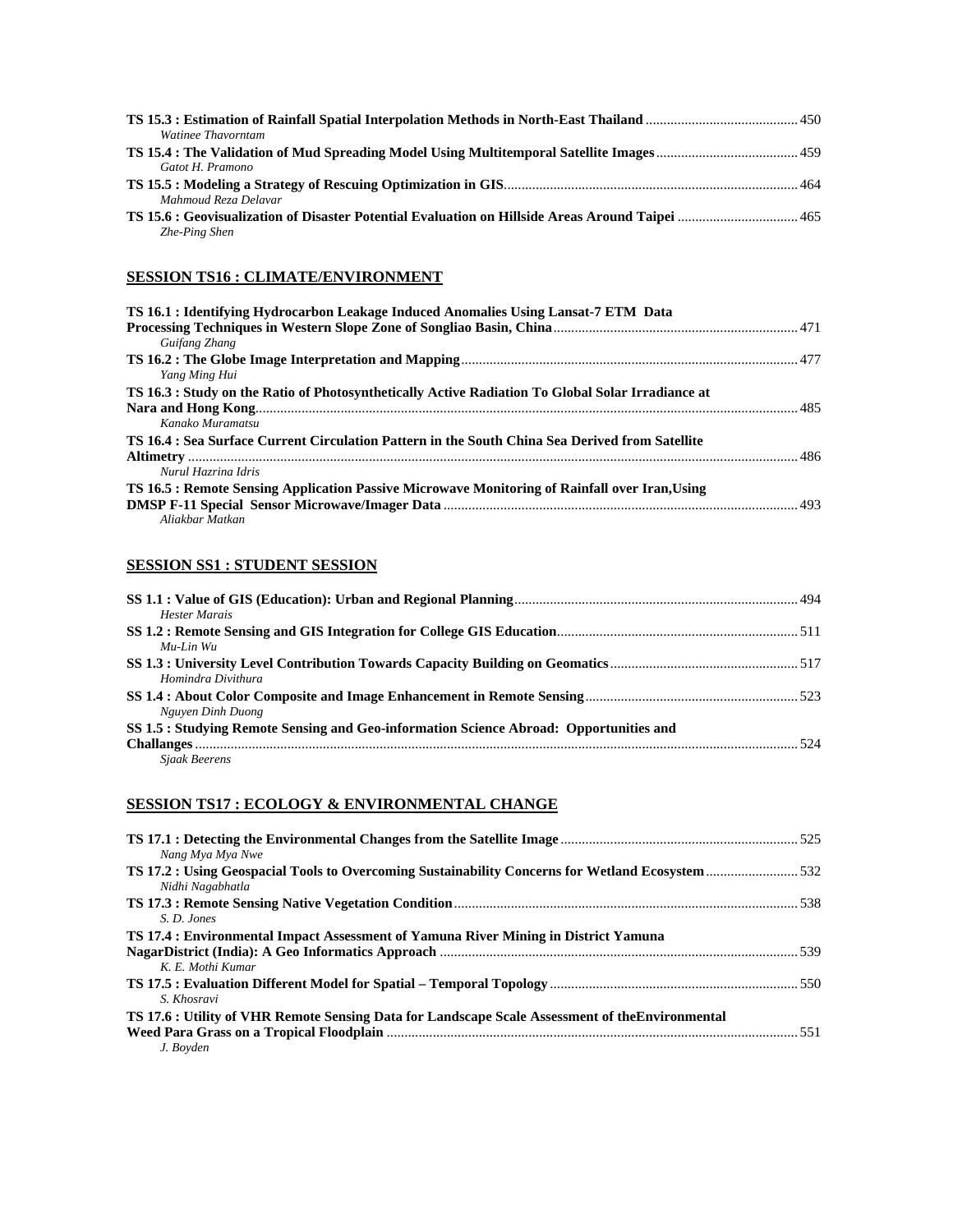**TS 15.3 : Estimation of Rainfall Spatial Interpolation Methods in North-East Thailand** ........................................... 450
*Watinee Thavorntam*

**TS 15.4 : The Validation of Mud Spreading Model Using Multitemporal Satellite Images** ........................................ 459
*Gatot H. Pramono*

**TS 15.5 : Modeling a Strategy of Rescuing Optimization in GIS**.................................................................................. 464
*Mahmoud Reza Delavar*

**TS 15.6 : Geovisualization of Disaster Potential Evaluation on Hillside Areas Around Taipei** ................................. 465
*Zhe-Ping Shen*

## SESSION TS16 : CLIMATE/ENVIRONMENT

**TS 16.1 : Identifying Hydrocarbon Leakage Induced Anomalies Using Lansat-7 ETM Data Processing Techniques in Western Slope Zone of Songliao Basin, China**.................................................................... 471
*Guifang Zhang*

**TS 16.2 : The Globe Image Interpretation and Mapping**.............................................................................................. 477
*Yang Ming Hui*

**TS 16.3 : Study on the Ratio of Photosynthetically Active Radiation To Global Solar Irradiance at Nara and Hong Kong**....................................................................................................................................................... 485
*Kanako Muramatsu*

**TS 16.4 : Sea Surface Current Circulation Pattern in the South China Sea Derived from Satellite Altimetry** ......................................................................................................................................................... 486
*Nurul Hazrina Idris*

**TS 16.5 : Remote Sensing Application Passive Microwave Monitoring of Rainfall over Iran,Using DMSP F-11 Special Sensor Microwave/Imager Data** ................................................................................................... 493
*Aliakbar Matkan*

## SESSION SS1 : STUDENT SESSION

**SS 1.1 : Value of GIS (Education): Urban and Regional Planning**............................................................................... 494
*Hester Marais*

**SS 1.2 : Remote Sensing and GIS Integration for College GIS Education**................................................................... 511
*Mu-Lin Wu*

**SS 1.3 : University Level Contribution Towards Capacity Building on Geomatics**..................................................... 517
*Homindra Divithura*

**SS 1.4 : About Color Composite and Image Enhancement in Remote Sensing**............................................................ 523
*Nguyen Dinh Duong*

**SS 1.5 : Studying Remote Sensing and Geo-information Science Abroad: Opportunities and Challanges** ......................................................................................................................................................... 524
*Sjaak Beerens*

## SESSION TS17 : ECOLOGY & ENVIRONMENTAL CHANGE

**TS 17.1 : Detecting the Environmental Changes from the Satellite Image** .................................................................. 525
*Nang Mya Mya Nwe*

**TS 17.2 : Using Geospacial Tools to Overcoming Sustainability Concerns for Wetland Ecosystem**.......................... 532
*Nidhi Nagabhatla*

**TS 17.3 : Remote Sensing Native Vegetation Condition**................................................................................................ 538
*S. D. Jones*

**TS 17.4 : Environmental Impact Assessment of Yamuna River Mining in District Yamuna NagarDistrict (India): A Geo Informatics Approach** .................................................................................................... 539
*K. E. Mothi Kumar*

**TS 17.5 : Evaluation Different Model for Spatial – Temporal Topology** ..................................................................... 550
*S. Khosravi*

**TS 17.6 : Utility of VHR Remote Sensing Data for Landscape Scale Assessment of theEnvironmental Weed Para Grass on a Tropical Floodplain** .................................................................................................................. 551
*J. Boyden*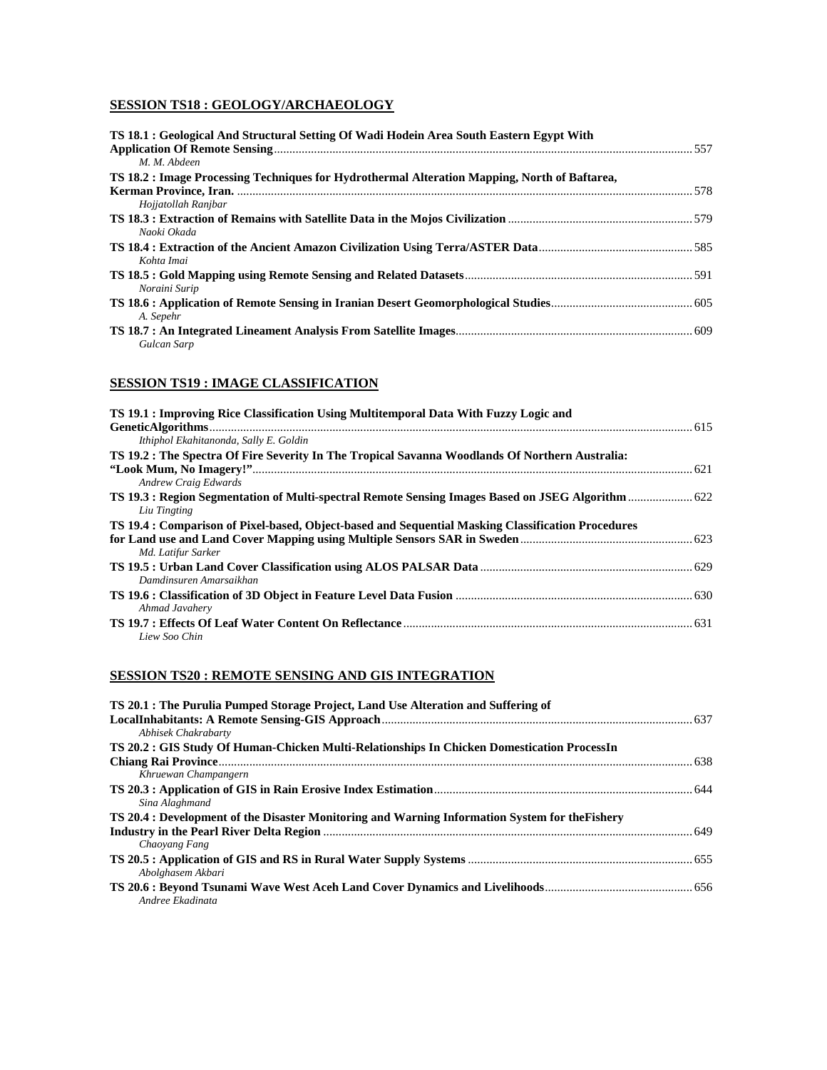## SESSION TS18 : GEOLOGY/ARCHAEOLOGY

**TS 18.1 : Geological And Structural Setting Of Wadi Hodein Area South Eastern Egypt With Application Of Remote Sensing** ........ 557
*M. M. Abdeen*

**TS 18.2 : Image Processing Techniques for Hydrothermal Alteration Mapping, North of Baftarea, Kerman Province, Iran.** ........ 578
*Hojjatollah Ranjbar*

**TS 18.3 : Extraction of Remains with Satellite Data in the Mojos Civilization** ........ 579
*Naoki Okada*

**TS 18.4 : Extraction of the Ancient Amazon Civilization Using Terra/ASTER Data** ........ 585
*Kohta Imai*

**TS 18.5 : Gold Mapping using Remote Sensing and Related Datasets** ........ 591
*Noraini Surip*

**TS 18.6 : Application of Remote Sensing in Iranian Desert Geomorphological Studies** ........ 605
*A. Sepehr*

**TS 18.7 : An Integrated Lineament Analysis From Satellite Images** ........ 609
*Gulcan Sarp*

## SESSION TS19 : IMAGE CLASSIFICATION

**TS 19.1 : Improving Rice Classification Using Multitemporal Data With Fuzzy Logic and GeneticAlgorithms** ........ 615
*Ithiphol Ekahitanonda, Sally E. Goldin*

**TS 19.2 : The Spectra Of Fire Severity In The Tropical Savanna Woodlands Of Northern Australia: "Look Mum, No Imagery!"** ........ 621
*Andrew Craig Edwards*

**TS 19.3 : Region Segmentation of Multi-spectral Remote Sensing Images Based on JSEG Algorithm** ........ 622
*Liu Tingting*

**TS 19.4 : Comparison of Pixel-based, Object-based and Sequential Masking Classification Procedures for Land use and Land Cover Mapping using Multiple Sensors SAR in Sweden** ........ 623
*Md. Latifur Sarker*

**TS 19.5 : Urban Land Cover Classification using ALOS PALSAR Data** ........ 629
*Damdinsuren Amarsaikhan*

**TS 19.6 : Classification of 3D Object in Feature Level Data Fusion** ........ 630
*Ahmad Javahery*

**TS 19.7 : Effects Of Leaf Water Content On Reflectance** ........ 631
*Liew Soo Chin*

## SESSION TS20 : REMOTE SENSING AND GIS INTEGRATION

**TS 20.1 : The Purulia Pumped Storage Project, Land Use Alteration and Suffering of LocalInhabitants: A Remote Sensing-GIS Approach** ........ 637
*Abhisek Chakrabarty*

**TS 20.2 : GIS Study Of Human-Chicken Multi-Relationships In Chicken Domestication ProcessIn Chiang Rai Province** ........ 638
*Khruewan Champangern*

**TS 20.3 : Application of GIS in Rain Erosive Index Estimation** ........ 644
*Sina Alaghmand*

**TS 20.4 : Development of the Disaster Monitoring and Warning Information System for theFishery Industry in the Pearl River Delta Region** ........ 649
*Chaoyang Fang*

**TS 20.5 : Application of GIS and RS in Rural Water Supply Systems** ........ 655
*Abolghasem Akbari*

**TS 20.6 : Beyond Tsunami Wave West Aceh Land Cover Dynamics and Livelihoods** ........ 656
*Andree Ekadinata*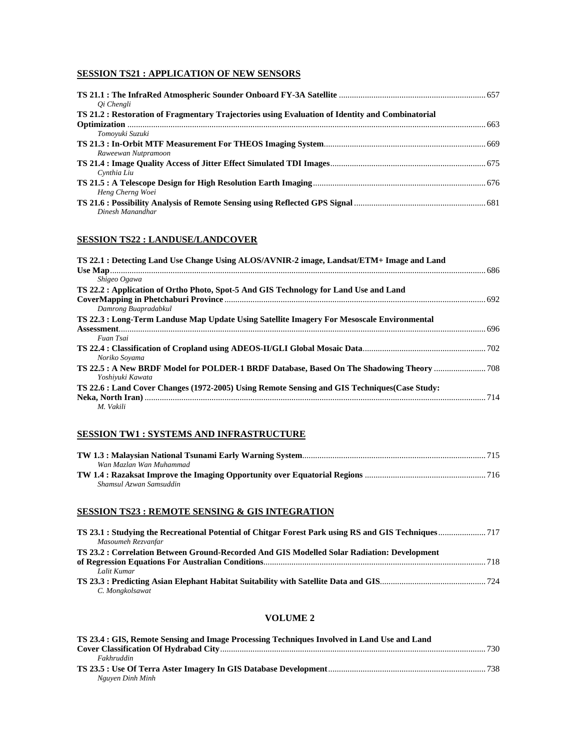## SESSION TS21 : APPLICATION OF NEW SENSORS

**TS 21.1 : The InfraRed Atmospheric Sounder Onboard FY-3A Satellite** ........ 657
*Qi Chengli*

**TS 21.2 : Restoration of Fragmentary Trajectories using Evaluation of Identity and Combinatorial Optimization** ........ 663
*Tomoyuki Suzuki*

**TS 21.3 : In-Orbit MTF Measurement For THEOS Imaging System** ........ 669
*Raweewan Nutpramoon*

**TS 21.4 : Image Quality Access of Jitter Effect Simulated TDI Images** ........ 675
*Cynthia Liu*

**TS 21.5 : A Telescope Design for High Resolution Earth Imaging** ........ 676
*Heng Cherng Woei*

**TS 21.6 : Possibility Analysis of Remote Sensing using Reflected GPS Signal** ........ 681
*Dinesh Manandhar*

## SESSION TS22 : LANDUSE/LANDCOVER

**TS 22.1 : Detecting Land Use Change Using ALOS/AVNIR-2 image, Landsat/ETM+ Image and Land Use Map** ........ 686
*Shigeo Ogawa*

**TS 22.2 : Application of Ortho Photo, Spot-5 And GIS Technology for Land Use and Land CoverMapping in Phetchaburi Province** ........ 692
*Damrong Buapradabkul*

**TS 22.3 : Long-Term Landuse Map Update Using Satellite Imagery For Mesoscale Environmental Assessment** ........ 696
*Fuan Tsai*

**TS 22.4 : Classification of Cropland using ADEOS-II/GLI Global Mosaic Data** ........ 702
*Noriko Soyama*

**TS 22.5 : A New BRDF Model for POLDER-1 BRDF Database, Based On The Shadowing Theory** ........ 708
*Yoshiyuki Kawata*

**TS 22.6 : Land Cover Changes (1972-2005) Using Remote Sensing and GIS Techniques(Case Study: Neka, North Iran)** ........ 714
*M. Vakili*

## SESSION TW1 : SYSTEMS AND INFRASTRUCTURE

**TW 1.3 : Malaysian National Tsunami Early Warning System** ........ 715
*Wan Mazlan Wan Muhammad*

**TW 1.4 : Razaksat Improve the Imaging Opportunity over Equatorial Regions** ........ 716
*Shamsul Azwan Samsuddin*

## SESSION TS23 : REMOTE SENSING & GIS INTEGRATION

**TS 23.1 : Studying the Recreational Potential of Chitgar Forest Park using RS and GIS Techniques** ........ 717
*Masoumeh Rezvanfar*

**TS 23.2 : Correlation Between Ground-Recorded And GIS Modelled Solar Radiation: Development of Regression Equations For Australian Conditions** ........ 718
*Lalit Kumar*

**TS 23.3 : Predicting Asian Elephant Habitat Suitability with Satellite Data and GIS** ........ 724
*C. Mongkolsawat*

## VOLUME 2

**TS 23.4 : GIS, Remote Sensing and Image Processing Techniques Involved in Land Use and Land Cover Classification Of Hydrabad City** ........ 730
*Fakhruddin*

**TS 23.5 : Use Of Terra Aster Imagery In GIS Database Development** ........ 738
*Nguyen Dinh Minh*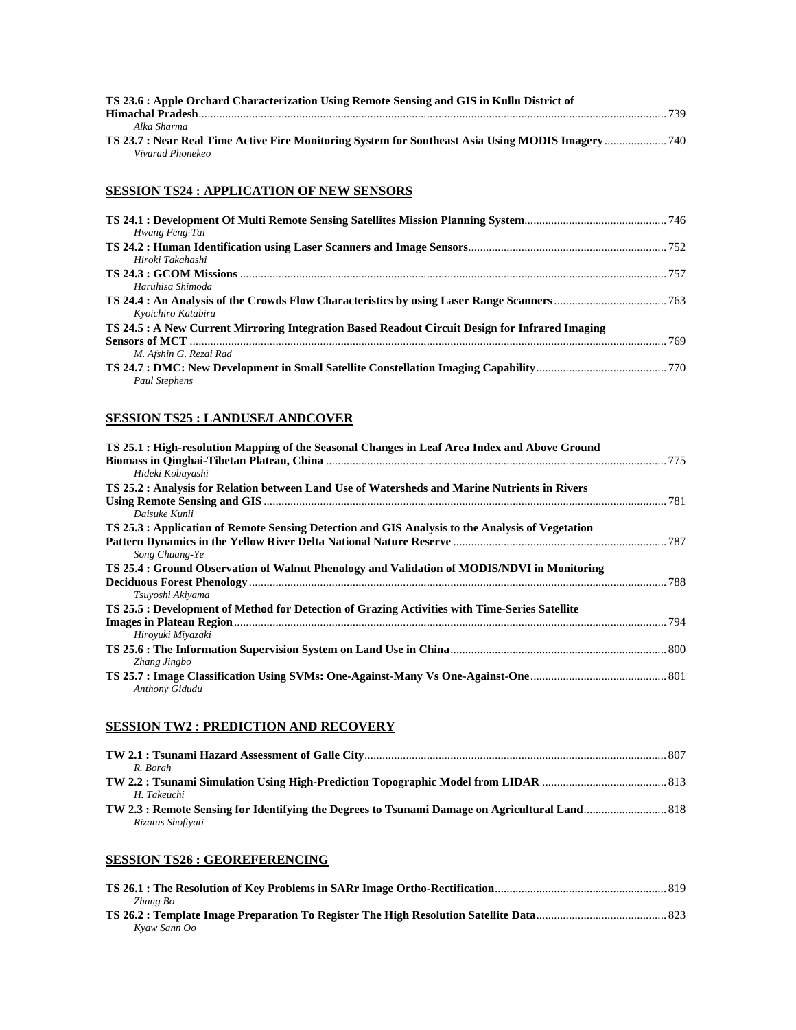**TS 23.6 : Apple Orchard Characterization Using Remote Sensing and GIS in Kullu District of Himachal Pradesh** ........ 739
*Alka Sharma*

**TS 23.7 : Near Real Time Active Fire Monitoring System for Southeast Asia Using MODIS Imagery** ........ 740
*Vivarad Phonekeo*

## SESSION TS24 : APPLICATION OF NEW SENSORS

**TS 24.1 : Development Of Multi Remote Sensing Satellites Mission Planning System** ........ 746
*Hwang Feng-Tai*

**TS 24.2 : Human Identification using Laser Scanners and Image Sensors** ........ 752
*Hiroki Takahashi*

**TS 24.3 : GCOM Missions** ........ 757
*Haruhisa Shimoda*

**TS 24.4 : An Analysis of the Crowds Flow Characteristics by using Laser Range Scanners** ........ 763
*Kyoichiro Katabira*

**TS 24.5 : A New Current Mirroring Integration Based Readout Circuit Design for Infrared Imaging Sensors of MCT** ........ 769
*M. Afshin G. Rezai Rad*

**TS 24.7 : DMC: New Development in Small Satellite Constellation Imaging Capability** ........ 770
*Paul Stephens*

## SESSION TS25 : LANDUSE/LANDCOVER

**TS 25.1 : High-resolution Mapping of the Seasonal Changes in Leaf Area Index and Above Ground Biomass in Qinghai-Tibetan Plateau, China** ........ 775
*Hideki Kobayashi*

**TS 25.2 : Analysis for Relation between Land Use of Watersheds and Marine Nutrients in Rivers Using Remote Sensing and GIS** ........ 781
*Daisuke Kunii*

**TS 25.3 : Application of Remote Sensing Detection and GIS Analysis to the Analysis of Vegetation Pattern Dynamics in the Yellow River Delta National Nature Reserve** ........ 787
*Song Chuang-Ye*

**TS 25.4 : Ground Observation of Walnut Phenology and Validation of MODIS/NDVI in Monitoring Deciduous Forest Phenology** ........ 788
*Tsuyoshi Akiyama*

**TS 25.5 : Development of Method for Detection of Grazing Activities with Time-Series Satellite Images in Plateau Region** ........ 794
*Hiroyuki Miyazaki*

**TS 25.6 : The Information Supervision System on Land Use in China** ........ 800
*Zhang Jingbo*

**TS 25.7 : Image Classification Using SVMs: One-Against-Many Vs One-Against-One** ........ 801
*Anthony Gidudu*

## SESSION TW2 : PREDICTION AND RECOVERY

**TW 2.1 : Tsunami Hazard Assessment of Galle City** ........ 807
*R. Borah*

**TW 2.2 : Tsunami Simulation Using High-Prediction Topographic Model from LIDAR** ........ 813
*H. Takeuchi*

**TW 2.3 : Remote Sensing for Identifying the Degrees to Tsunami Damage on Agricultural Land** ........ 818
*Rizatus Shofiyati*

## SESSION TS26 : GEOREFERENCING

**TS 26.1 : The Resolution of Key Problems in SARr Image Ortho-Rectification** ........ 819
*Zhang Bo*

**TS 26.2 : Template Image Preparation To Register The High Resolution Satellite Data** ........ 823
*Kyaw Sann Oo*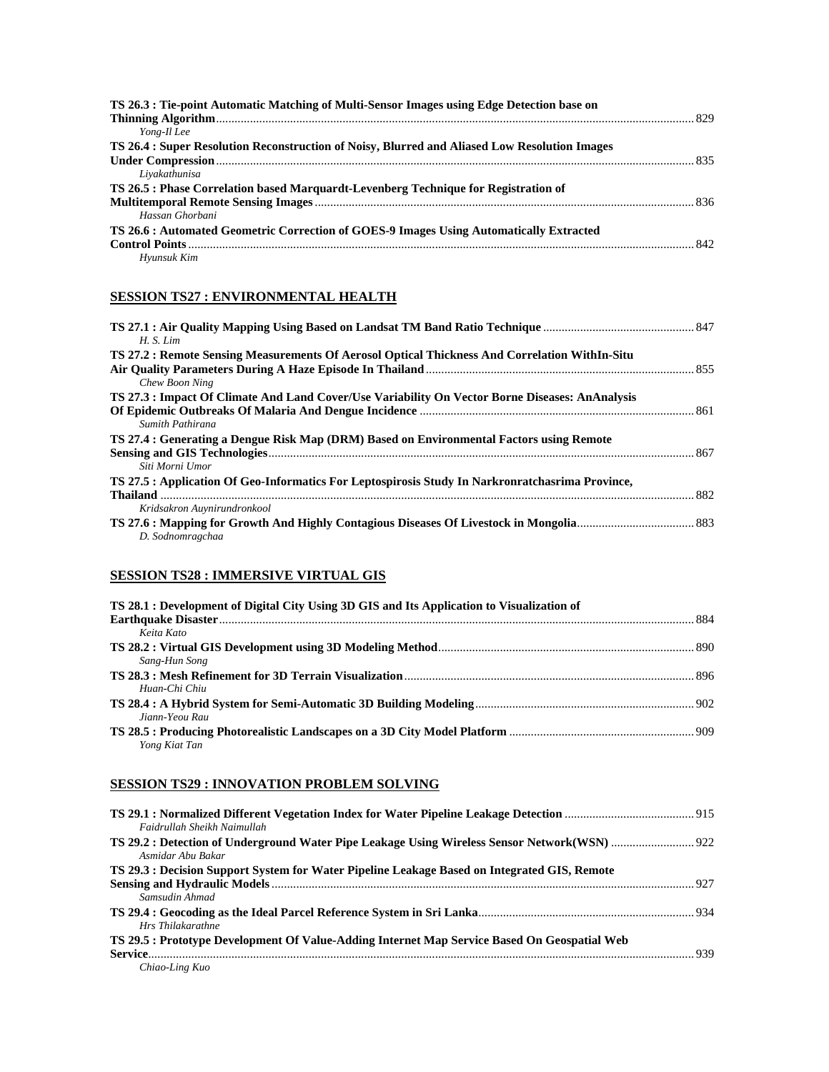**TS 26.3 : Tie-point Automatic Matching of Multi-Sensor Images using Edge Detection base on Thinning Algorithm** ........ 829
*Yong-Il Lee*

**TS 26.4 : Super Resolution Reconstruction of Noisy, Blurred and Aliased Low Resolution Images Under Compression** ........ 835
*Liyakathunisa*

**TS 26.5 : Phase Correlation based Marquardt-Levenberg Technique for Registration of Multitemporal Remote Sensing Images** ........ 836
*Hassan Ghorbani*

**TS 26.6 : Automated Geometric Correction of GOES-9 Images Using Automatically Extracted Control Points** ........ 842
*Hyunsuk Kim*

## SESSION TS27 : ENVIRONMENTAL HEALTH

**TS 27.1 : Air Quality Mapping Using Based on Landsat TM Band Ratio Technique** ........ 847
*H. S. Lim*

**TS 27.2 : Remote Sensing Measurements Of Aerosol Optical Thickness And Correlation WithIn-Situ Air Quality Parameters During A Haze Episode In Thailand** ........ 855
*Chew Boon Ning*

**TS 27.3 : Impact Of Climate And Land Cover/Use Variability On Vector Borne Diseases: AnAnalysis Of Epidemic Outbreaks Of Malaria And Dengue Incidence** ........ 861
*Sumith Pathirana*

**TS 27.4 : Generating a Dengue Risk Map (DRM) Based on Environmental Factors using Remote Sensing and GIS Technologies** ........ 867
*Siti Morni Umor*

**TS 27.5 : Application Of Geo-Informatics For Leptospirosis Study In Narkronratchasrima Province, Thailand** ........ 882
*Kridsakron Auynirundronkool*

**TS 27.6 : Mapping for Growth And Highly Contagious Diseases Of Livestock in Mongolia** ........ 883
*D. Sodnomragchaa*

## SESSION TS28 : IMMERSIVE VIRTUAL GIS

**TS 28.1 : Development of Digital City Using 3D GIS and Its Application to Visualization of Earthquake Disaster** ........ 884
*Keita Kato*

**TS 28.2 : Virtual GIS Development using 3D Modeling Method** ........ 890
*Sang-Hun Song*

**TS 28.3 : Mesh Refinement for 3D Terrain Visualization** ........ 896
*Huan-Chi Chiu*

**TS 28.4 : A Hybrid System for Semi-Automatic 3D Building Modeling** ........ 902
*Jiann-Yeou Rau*

**TS 28.5 : Producing Photorealistic Landscapes on a 3D City Model Platform** ........ 909
*Yong Kiat Tan*

## SESSION TS29 : INNOVATION PROBLEM SOLVING

**TS 29.1 : Normalized Different Vegetation Index for Water Pipeline Leakage Detection** ........ 915
*Faidrullah Sheikh Naimullah*

**TS 29.2 : Detection of Underground Water Pipe Leakage Using Wireless Sensor Network(WSN)** ........ 922
*Asmidar Abu Bakar*

**TS 29.3 : Decision Support System for Water Pipeline Leakage Based on Integrated GIS, Remote Sensing and Hydraulic Models** ........ 927
*Samsudin Ahmad*

**TS 29.4 : Geocoding as the Ideal Parcel Reference System in Sri Lanka** ........ 934
*Hrs Thilakarathne*

**TS 29.5 : Prototype Development Of Value-Adding Internet Map Service Based On Geospatial Web Service** ........ 939
*Chiao-Ling Kuo*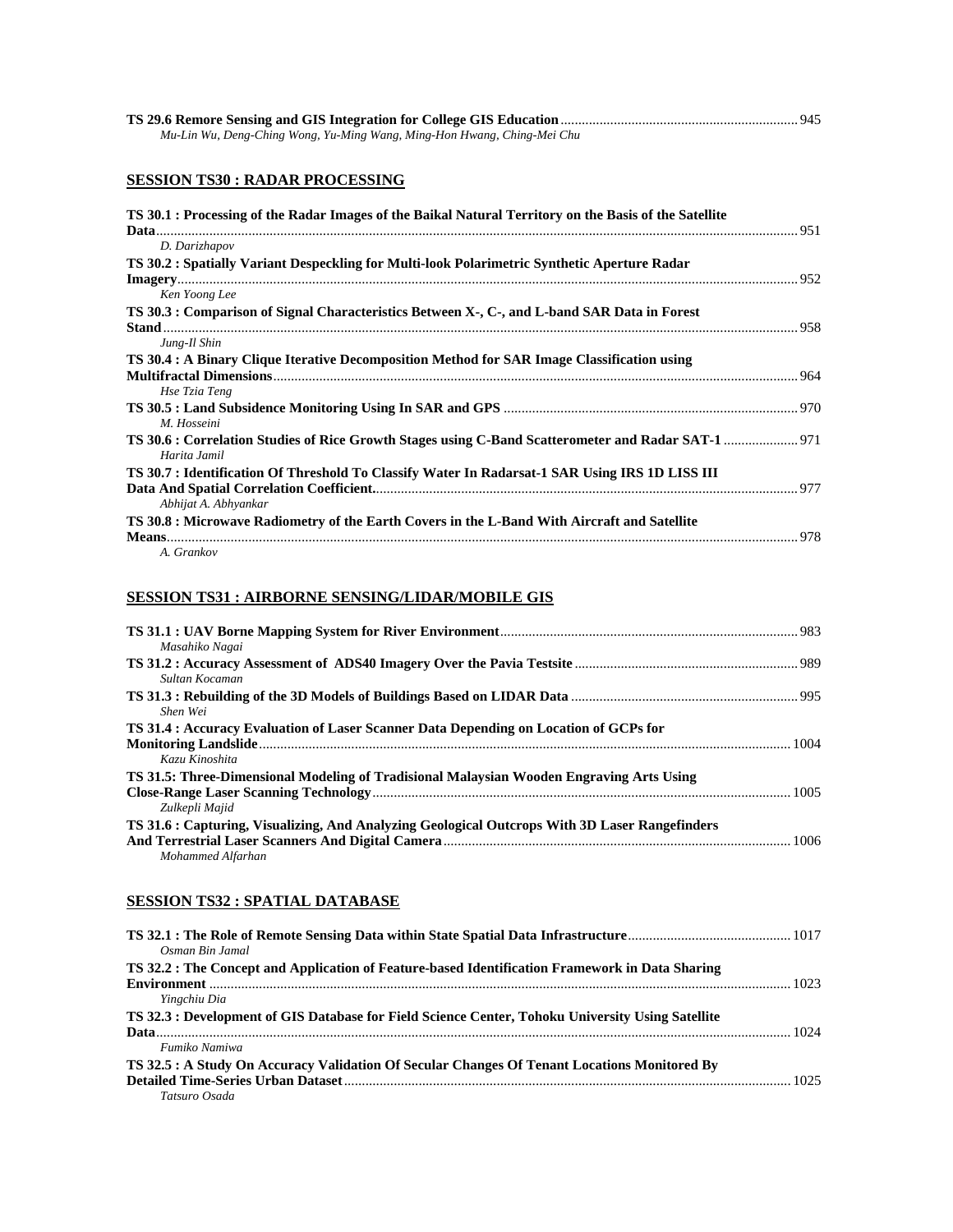**TS 29.6 Remore Sensing and GIS Integration for College GIS Education** .................................................................. 945
*Mu-Lin Wu, Deng-Ching Wong, Yu-Ming Wang, Ming-Hon Hwang, Ching-Mei Chu*

## SESSION TS30 : RADAR PROCESSING

**TS 30.1 : Processing of the Radar Images of the Baikal Natural Territory on the Basis of the Satellite Data**.................................................................................................................................................................. 951
*D. Darizhapov*

**TS 30.2 : Spatially Variant Despeckling for Multi-look Polarimetric Synthetic Aperture Radar Imagery**......................................................................................................................................................... 952
*Ken Yoong Lee*

**TS 30.3 : Comparison of Signal Characteristics Between X-, C-, and L-band SAR Data in Forest Stand**.............................................................................................................................................................. 958
*Jung-Il Shin*

**TS 30.4 : A Binary Clique Iterative Decomposition Method for SAR Image Classification using Multifractal Dimensions**.................................................................................................................................. 964
*Hse Tzia Teng*

**TS 30.5 : Land Subsidence Monitoring Using In SAR and GPS** .................................................................................. 970
*M. Hosseini*

**TS 30.6 : Correlation Studies of Rice Growth Stages using C-Band Scatterometer and Radar SAT-1** .................... 971
*Harita Jamil*

**TS 30.7 : Identification Of Threshold To Classify Water In Radarsat-1 SAR Using IRS 1D LISS III Data And Spatial Correlation Coefficient.**..................................................................................................................... 977
*Abhijat A. Abhyankar*

**TS 30.8 : Microwave Radiometry of the Earth Covers in the L-Band With Aircraft and Satellite Means**.............................................................................................................................................................. 978
*A. Grankov*

## SESSION TS31 : AIRBORNE SENSING/LIDAR/MOBILE GIS

**TS 31.1 : UAV Borne Mapping System for River Environment**.................................................................................. 983
*Masahiko Nagai*

**TS 31.2 : Accuracy Assessment of ADS40 Imagery Over the Pavia Testsite** .............................................................. 989
*Sultan Kocaman*

**TS 31.3 : Rebuilding of the 3D Models of Buildings Based on LIDAR Data** ............................................................... 995
*Shen Wei*

**TS 31.4 : Accuracy Evaluation of Laser Scanner Data Depending on Location of GCPs for Monitoring Landslide**.................................................................................................................................................... 1004
*Kazu Kinoshita*

**TS 31.5: Three-Dimensional Modeling of Tradisional Malaysian Wooden Engraving Arts Using Close-Range Laser Scanning Technology**.................................................................................................................... 1005
*Zulkepli Majid*

**TS 31.6 : Capturing, Visualizing, And Analyzing Geological Outcrops With 3D Laser Rangefinders And Terrestrial Laser Scanners And Digital Camera**................................................................................................ 1006
*Mohammed Alfarhan*

## SESSION TS32 : SPATIAL DATABASE

**TS 32.1 : The Role of Remote Sensing Data within State Spatial Data Infrastructure**............................................. 1017
*Osman Bin Jamal*

**TS 32.2 : The Concept and Application of Feature-based Identification Framework in Data Sharing Environment** ................................................................................................................................................. 1023
*Yingchiu Dia*

**TS 32.3 : Development of GIS Database for Field Science Center, Tohoku University Using Satellite Data**............................................................................................................................................................... 1024
*Fumiko Namiwa*

**TS 32.5 : A Study On Accuracy Validation Of Secular Changes Of Tenant Locations Monitored By Detailed Time-Series Urban Dataset**............................................................................................................ 1025
*Tatsuro Osada*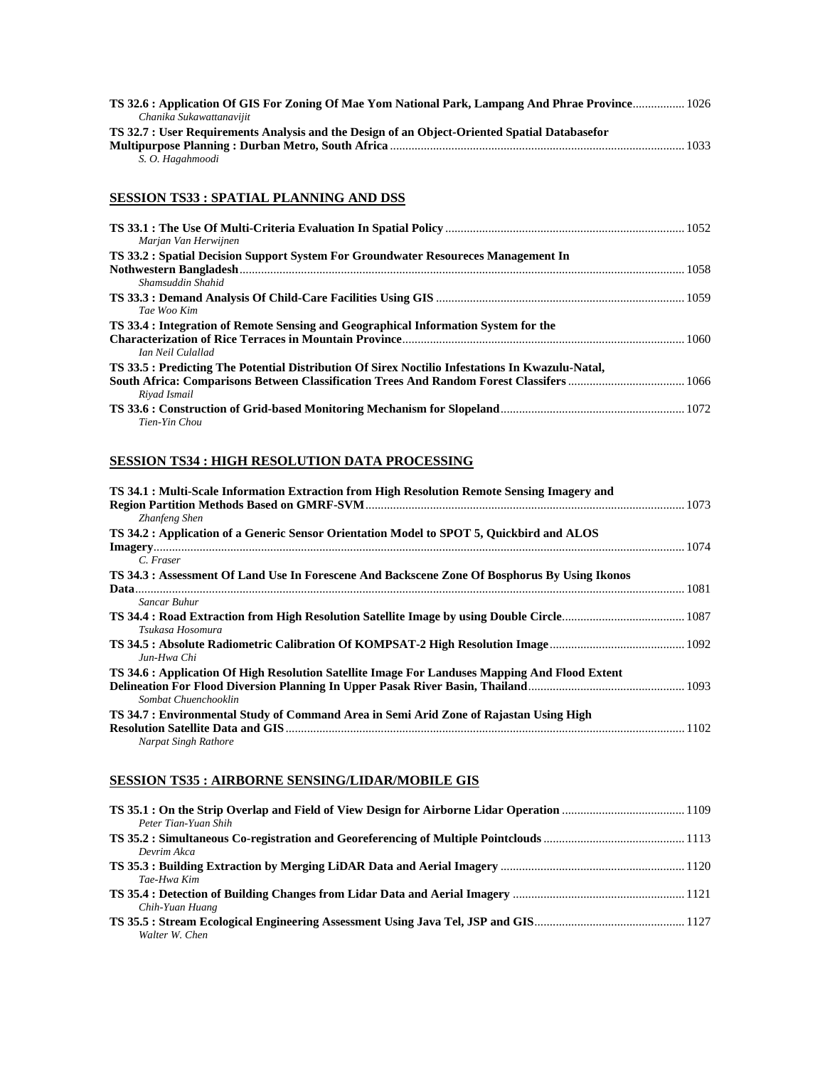**TS 32.6 : Application Of GIS For Zoning Of Mae Yom National Park, Lampang And Phrae Province** ................ 1026
*Chanika Sukawattanavijit*

**TS 32.7 : User Requirements Analysis and the Design of an Object-Oriented Spatial Databasefor Multipurpose Planning : Durban Metro, South Africa** ................ 1033
*S. O. Hagahmoodi*

## SESSION TS33 : SPATIAL PLANNING AND DSS

**TS 33.1 : The Use Of Multi-Criteria Evaluation In Spatial Policy** ................ 1052
*Marjan Van Herwijnen*

**TS 33.2 : Spatial Decision Support System For Groundwater Resoureces Management In Nothwestern Bangladesh** ................ 1058
*Shamsuddin Shahid*

**TS 33.3 : Demand Analysis Of Child-Care Facilities Using GIS** ................ 1059
*Tae Woo Kim*

**TS 33.4 : Integration of Remote Sensing and Geographical Information System for the Characterization of Rice Terraces in Mountain Province** ................ 1060
*Ian Neil Culallad*

**TS 33.5 : Predicting The Potential Distribution Of Sirex Noctilio Infestations In Kwazulu-Natal, South Africa: Comparisons Between Classification Trees And Random Forest Classifers** ................ 1066
*Riyad Ismail*

**TS 33.6 : Construction of Grid-based Monitoring Mechanism for Slopeland** ................ 1072
*Tien-Yin Chou*

## SESSION TS34 : HIGH RESOLUTION DATA PROCESSING

**TS 34.1 : Multi-Scale Information Extraction from High Resolution Remote Sensing Imagery and Region Partition Methods Based on GMRF-SVM** ................ 1073
*Zhanfeng Shen*

**TS 34.2 : Application of a Generic Sensor Orientation Model to SPOT 5, Quickbird and ALOS Imagery** ................ 1074
*C. Fraser*

**TS 34.3 : Assessment Of Land Use In Forescene And Backscene Zone Of Bosphorus By Using Ikonos Data** ................ 1081
*Sancar Buhur*

**TS 34.4 : Road Extraction from High Resolution Satellite Image by using Double Circle** ................ 1087
*Tsukasa Hosomura*

**TS 34.5 : Absolute Radiometric Calibration Of KOMPSAT-2 High Resolution Image** ................ 1092
*Jun-Hwa Chi*

**TS 34.6 : Application Of High Resolution Satellite Image For Landuses Mapping And Flood Extent Delineation For Flood Diversion Planning In Upper Pasak River Basin, Thailand** ................ 1093
*Sombat Chuenchooklin*

**TS 34.7 : Environmental Study of Command Area in Semi Arid Zone of Rajastan Using High Resolution Satellite Data and GIS** ................ 1102
*Narpat Singh Rathore*

## SESSION TS35 : AIRBORNE SENSING/LIDAR/MOBILE GIS

**TS 35.1 : On the Strip Overlap and Field of View Design for Airborne Lidar Operation** ................ 1109
*Peter Tian-Yuan Shih*

**TS 35.2 : Simultaneous Co-registration and Georeferencing of Multiple Pointclouds** ................ 1113
*Devrim Akca*

**TS 35.3 : Building Extraction by Merging LiDAR Data and Aerial Imagery** ................ 1120
*Tae-Hwa Kim*

**TS 35.4 : Detection of Building Changes from Lidar Data and Aerial Imagery** ................ 1121
*Chih-Yuan Huang*

**TS 35.5 : Stream Ecological Engineering Assessment Using Java Tel, JSP and GIS** ................ 1127
*Walter W. Chen*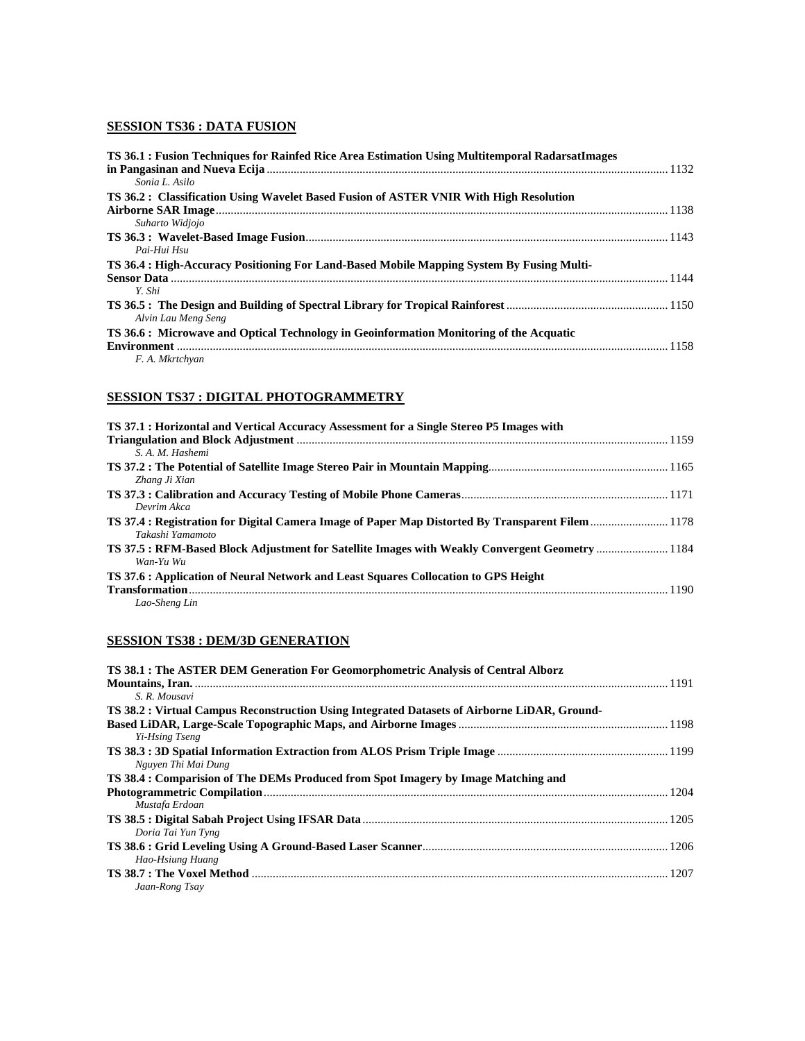## SESSION TS36 : DATA FUSION

**TS 36.1 : Fusion Techniques for Rainfed Rice Area Estimation Using Multitemporal RadarsatImages in Pangasinan and Nueva Ecija** ..... 1132
*Sonia L. Asilo*

**TS 36.2 : Classification Using Wavelet Based Fusion of ASTER VNIR With High Resolution Airborne SAR Image** ..... 1138
*Suharto Widjojo*

**TS 36.3 : Wavelet-Based Image Fusion** ..... 1143
*Pai-Hui Hsu*

**TS 36.4 : High-Accuracy Positioning For Land-Based Mobile Mapping System By Fusing Multi-Sensor Data** ..... 1144
*Y. Shi*

**TS 36.5 : The Design and Building of Spectral Library for Tropical Rainforest** ..... 1150
*Alvin Lau Meng Seng*

**TS 36.6 : Microwave and Optical Technology in Geoinformation Monitoring of the Acquatic Environment** ..... 1158
*F. A. Mkrtchyan*

## SESSION TS37 : DIGITAL PHOTOGRAMMETRY

**TS 37.1 : Horizontal and Vertical Accuracy Assessment for a Single Stereo P5 Images with Triangulation and Block Adjustment** ..... 1159
*S. A. M. Hashemi*

**TS 37.2 : The Potential of Satellite Image Stereo Pair in Mountain Mapping** ..... 1165
*Zhang Ji Xian*

**TS 37.3 : Calibration and Accuracy Testing of Mobile Phone Cameras** ..... 1171
*Devrim Akca*

**TS 37.4 : Registration for Digital Camera Image of Paper Map Distorted By Transparent Filem** ..... 1178
*Takashi Yamamoto*

**TS 37.5 : RFM-Based Block Adjustment for Satellite Images with Weakly Convergent Geometry** ..... 1184
*Wan-Yu Wu*

**TS 37.6 : Application of Neural Network and Least Squares Collocation to GPS Height Transformation** ..... 1190
*Lao-Sheng Lin*

## SESSION TS38 : DEM/3D GENERATION

**TS 38.1 : The ASTER DEM Generation For Geomorphometric Analysis of Central Alborz Mountains, Iran.** ..... 1191
*S. R. Mousavi*

**TS 38.2 : Virtual Campus Reconstruction Using Integrated Datasets of Airborne LiDAR, Ground-Based LiDAR, Large-Scale Topographic Maps, and Airborne Images** ..... 1198
*Yi-Hsing Tseng*

**TS 38.3 : 3D Spatial Information Extraction from ALOS Prism Triple Image** ..... 1199
*Nguyen Thi Mai Dung*

**TS 38.4 : Comparision of The DEMs Produced from Spot Imagery by Image Matching and Photogrammetric Compilation** ..... 1204
*Mustafa Erdoan*

**TS 38.5 : Digital Sabah Project Using IFSAR Data** ..... 1205
*Doria Tai Yun Tyng*

**TS 38.6 : Grid Leveling Using A Ground-Based Laser Scanner** ..... 1206
*Hao-Hsiung Huang*

**TS 38.7 : The Voxel Method** ..... 1207
*Jaan-Rong Tsay*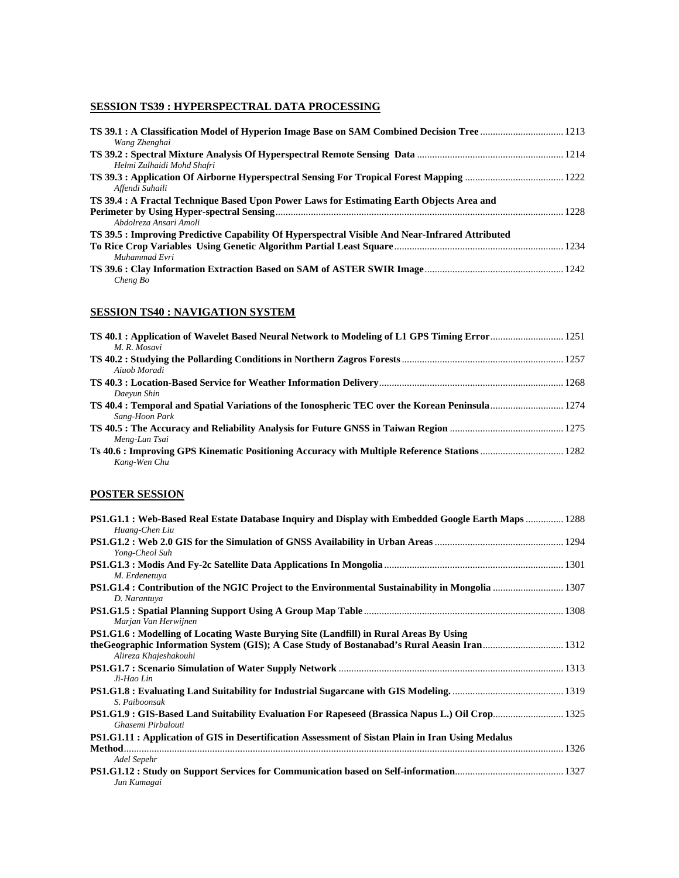## SESSION TS39 : HYPERSPECTRAL DATA PROCESSING

**TS 39.1 : A Classification Model of Hyperion Image Base on SAM Combined Decision Tree** ................................. 1213
*Wang Zhenghai*

**TS 39.2 : Spectral Mixture Analysis Of Hyperspectral Remote Sensing Data** ......................................................... 1214
*Helmi Zulhaidi Mohd Shafri*

**TS 39.3 : Application Of Airborne Hyperspectral Sensing For Tropical Forest Mapping** ...................................... 1222
*Affendi Suhaili*

**TS 39.4 : A Fractal Technique Based Upon Power Laws for Estimating Earth Objects Area and Perimeter by Using Hyper-spectral Sensing** ............................................................................................................... 1228
*Abdolreza Ansari Amoli*

**TS 39.5 : Improving Predictive Capability Of Hyperspectral Visible And Near-Infrared Attributed To Rice Crop Variables Using Genetic Algorithm Partial Least Square** ................................................................. 1234
*Muhammad Evri*

**TS 39.6 : Clay Information Extraction Based on SAM of ASTER SWIR Image** ...................................................... 1242
*Cheng Bo*

## SESSION TS40 : NAVIGATION SYSTEM

**TS 40.1 : Application of Wavelet Based Neural Network to Modeling of L1 GPS Timing Error** ............................ 1251
*M. R. Mosavi*

**TS 40.2 : Studying the Pollarding Conditions in Northern Zagros Forests** ............................................................... 1257
*Aiuob Moradi*

**TS 40.3 : Location-Based Service for Weather Information Delivery** ........................................................................ 1268
*Daeyun Shin*

**TS 40.4 : Temporal and Spatial Variations of the Ionospheric TEC over the Korean Peninsula** ............................ 1274
*Sang-Hoon Park*

**TS 40.5 : The Accuracy and Reliability Analysis for Future GNSS in Taiwan Region** ............................................ 1275
*Meng-Lun Tsai*

**Ts 40.6 : Improving GPS Kinematic Positioning Accuracy with Multiple Reference Stations** ................................ 1282
*Kang-Wen Chu*

## POSTER SESSION

**PS1.G1.1 : Web-Based Real Estate Database Inquiry and Display with Embedded Google Earth Maps** ............... 1288
*Huang-Chen Liu*

**PS1.G1.2 : Web 2.0 GIS for the Simulation of GNSS Availability in Urban Areas** .................................................. 1294
*Yong-Cheol Suh*

**PS1.G1.3 : Modis And Fy-2c Satellite Data Applications In Mongolia** ...................................................................... 1301
*M. Erdenetuya*

**PS1.G1.4 : Contribution of the NGIC Project to the Environmental Sustainability in Mongolia** ........................... 1307
*D. Narantuya*

**PS1.G1.5 : Spatial Planning Support Using A Group Map Table** .............................................................................. 1308
*Marjan Van Herwijnen*

**PS1.G1.6 : Modelling of Locating Waste Burying Site (Landfill) in Rural Areas By Using theGeographic Information System (GIS); A Case Study of Bostanabad's Rural Aeasin Iran** ............................... 1312
*Alireza Khajeshakouhi*

**PS1.G1.7 : Scenario Simulation of Water Supply Network** ........................................................................................ 1313
*Ji-Hao Lin*

**PS1.G1.8 : Evaluating Land Suitability for Industrial Sugarcane with GIS Modeling.** ........................................... 1319
*S. Paiboonsak*

**PS1.G1.9 : GIS-Based Land Suitability Evaluation For Rapeseed (Brassica Napus L.) Oil Crop** ........................... 1325
*Ghasemi Pirbalouti*

**PS1.G1.11 : Application of GIS in Desertification Assessment of Sistan Plain in Iran Using Medalus Method** ............................................................................................................................................................ 1326
*Adel Sepehr*

**PS1.G1.12 : Study on Support Services for Communication based on Self-information** .......................................... 1327
*Jun Kumagai*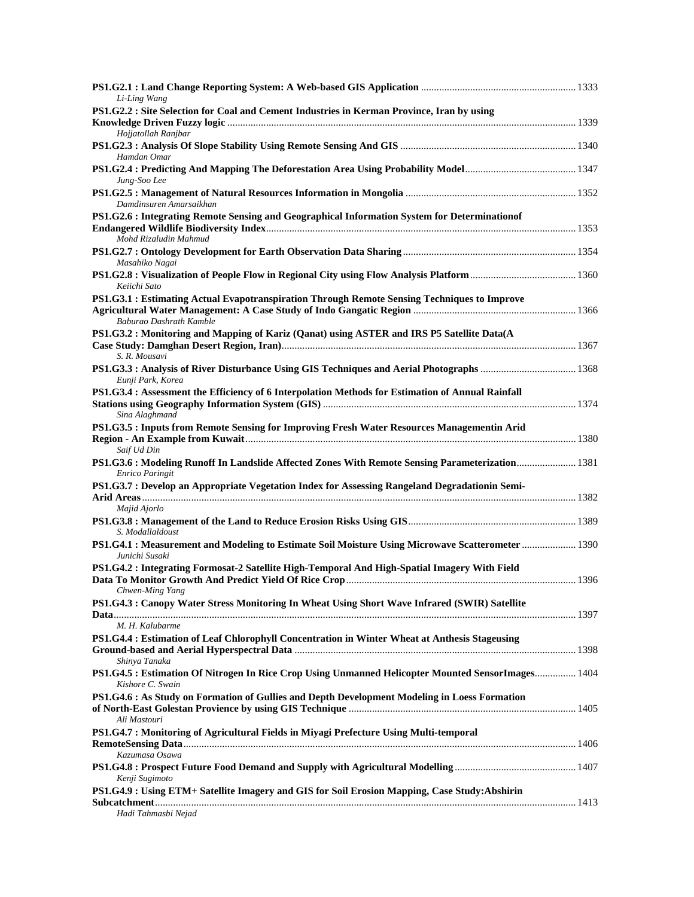**PS1.G2.1 : Land Change Reporting System: A Web-based GIS Application** ........................................................... 1333
*Li-Ling Wang*

**PS1.G2.2 : Site Selection for Coal and Cement Industries in Kerman Province, Iran by using Knowledge Driven Fuzzy logic** ...................................................................................................................................... 1339
*Hojjatollah Ranjbar*

**PS1.G2.3 : Analysis Of Slope Stability Using Remote Sensing And GIS** ................................................................... 1340
*Hamdan Omar*

**PS1.G2.4 : Predicting And Mapping The Deforestation Area Using Probability Model**.......................................... 1347
*Jung-Soo Lee*

**PS1.G2.5 : Management of Natural Resources Information in Mongolia** ................................................................. 1352
*Damdinsuren Amarsaikhan*

**PS1.G2.6 : Integrating Remote Sensing and Geographical Information System for Determinationof Endangered Wildlife Biodiversity Index**...................................................................................................................... 1353
*Mohd Rizaludin Mahmud*

**PS1.G2.7 : Ontology Development for Earth Observation Data Sharing**.................................................................. 1354
*Masahiko Nagai*

**PS1.G2.8 : Visualization of People Flow in Regional City using Flow Analysis Platform**........................................ 1360
*Keiichi Sato*

**PS1.G3.1 : Estimating Actual Evapotranspiration Through Remote Sensing Techniques to Improve Agricultural Water Management: A Case Study of Indo Gangatic Region** ............................................................. 1366
*Baburao Dashrath Kamble*

**PS1.G3.2 : Monitoring and Mapping of Kariz (Qanat) using ASTER and IRS P5 Satellite Data(A Case Study: Damghan Desert Region, Iran)**................................................................................................................. 1367
*S. R. Mousavi*

**PS1.G3.3 : Analysis of River Disturbance Using GIS Techniques and Aerial Photographs** .................................... 1368
*Eunji Park, Korea*

**PS1.G3.4 : Assessment the Efficiency of 6 Interpolation Methods for Estimation of Annual Rainfall Stations using Geography Information System (GIS)** ................................................................................................. 1374
*Sina Alaghmand*

**PS1.G3.5 : Inputs from Remote Sensing for Improving Fresh Water Resources Managementin Arid Region - An Example from Kuwait**.............................................................................................................................. 1380
*Saif Ud Din*

**PS1.G3.6 : Modeling Runoff In Landslide Affected Zones With Remote Sensing Parameterization**...................... 1381
*Enrico Paringit*

**PS1.G3.7 : Develop an Appropriate Vegetation Index for Assessing Rangeland Degradationin Semi-Arid Areas**....................................................................................................................................................................... 1382
*Majid Ajorlo*

**PS1.G3.8 : Management of the Land to Reduce Erosion Risks Using GIS**................................................................ 1389
*S. Modallaldoust*

**PS1.G4.1 : Measurement and Modeling to Estimate Soil Moisture Using Microwave Scatterometer** ..................... 1390
*Junichi Susaki*

**PS1.G4.2 : Integrating Formosat-2 Satellite High-Temporal And High-Spatial Imagery With Field Data To Monitor Growth And Predict Yield Of Rice Crop**........................................................................................ 1396
*Chwen-Ming Yang*

**PS1.G4.3 : Canopy Water Stress Monitoring In Wheat Using Short Wave Infrared (SWIR) Satellite Data**................................................................................................................................................................................. 1397
*M. H. Kalubarme*

**PS1.G4.4 : Estimation of Leaf Chlorophyll Concentration in Winter Wheat at Anthesis Stageusing Ground-based and Aerial Hyperspectral Data** ............................................................................................................ 1398
*Shinya Tanaka*

**PS1.G4.5 : Estimation Of Nitrogen In Rice Crop Using Unmanned Helicopter Mounted SensorImages**................ 1404
*Kishore C. Swain*

**PS1.G4.6 : As Study on Formation of Gullies and Depth Development Modeling in Loess Formation of North-East Golestan Provience by using GIS Technique** ....................................................................................... 1405
*Ali Mastouri*

**PS1.G4.7 : Monitoring of Agricultural Fields in Miyagi Prefecture Using Multi-temporal RemoteSensing Data**...................................................................................................................................................... 1406
*Kazumasa Osawa*

**PS1.G4.8 : Prospect Future Food Demand and Supply with Agricultural Modelling**.............................................. 1407
*Kenji Sugimoto*

**PS1.G4.9 : Using ETM+ Satellite Imagery and GIS for Soil Erosion Mapping, Case Study:Abshirin Subcatchment**.................................................................................................................................................................. 1413
*Hadi Tahmasbi Nejad*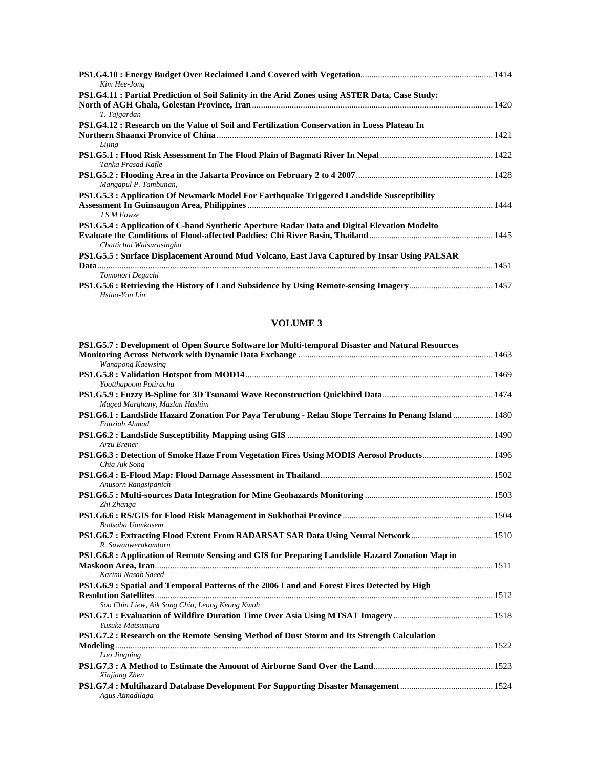**PS1.G4.10 : Energy Budget Over Reclaimed Land Covered with Vegetation** ........ 1414
*Kim Hee-Jong*

**PS1.G4.11 : Partial Prediction of Soil Salinity in the Arid Zones using ASTER Data, Case Study: North of AGH Ghala, Golestan Province, Iran** ........ 1420
*T. Tajgardan*

**PS1.G4.12 : Research on the Value of Soil and Fertilization Conservation in Loess Plateau In Northern Shaanxi Pronvice of China** ........ 1421
*Lijing*

**PS1.G5.1 : Flood Risk Assessment In The Flood Plain of Bagmati River In Nepal** ........ 1422
*Tanka Prasad Kafle*

**PS1.G5.2 : Flooding Area in the Jakarta Province on February 2 to 4 2007** ........ 1428
*Mangapul P. Tambunan,*

**PS1.G5.3 : Application Of Newmark Model For Earthquake Triggered Landslide Susceptibility Assessment In Guinsaugon Area, Philippines** ........ 1444
*J S M Fowze*

**PS1.G5.4 : Application of C-band Synthetic Aperture Radar Data and Digital Elevation Modelto Evaluate the Conditions of Flood-affected Paddies: Chi River Basin, Thailand** ........ 1445
*Chattichai Waisurasingha*

**PS1.G5.5 : Surface Displacement Around Mud Volcano, East Java Captured by Insar Using PALSAR Data** ........ 1451
*Tomonori Deguchi*

**PS1.G5.6 : Retrieving the History of Land Subsidence by Using Remote-sensing Imagery** ........ 1457
*Hsiao-Yun Lin*

## VOLUME 3

**PS1.G5.7 : Development of Open Source Software for Multi-temporal Disaster and Natural Resources Monitoring Across Network with Dynamic Data Exchange** ........ 1463
*Wanapong Kaewsing*

**PS1.G5.8 : Validation Hotspot from MOD14** ........ 1469
*Yootthapoom Potiracha*

**PS1.G5.9 : Fuzzy B-Spline for 3D Tsunami Wave Reconstruction Quickbird Data** ........ 1474
*Maged Marghany, Mazlan Hashim*

**PS1.G6.1 : Landslide Hazard Zonation For Paya Terubung - Relau Slope Terrains In Penang Island** ........ 1480
*Fauziah Ahmad*

**PS1.G6.2 : Landslide Susceptibility Mapping using GIS** ........ 1490
*Arzu Erener*

**PS1.G6.3 : Detection of Smoke Haze From Vegetation Fires Using MODIS Aerosol Products** ........ 1496
*Chia Aik Song*

**PS1.G6.4 : E-Flood Map: Flood Damage Assessment in Thailand** ........ 1502
*Anusorn Rangsipanich*

**PS1.G6.5 : Multi-sources Data Integration for Mine Geohazards Monitoring** ........ 1503
*Zhi Zhanga*

**PS1.G6.6 : RS/GIS for Flood Risk Management in Sukhothai Province** ........ 1504
*Budsaba Uamkasem*

**PS1.G6.7 : Extracting Flood Extent From RADARSAT SAR Data Using Neural Network** ........ 1510
*R. Suwanwerakamtorn*

**PS1.G6.8 : Application of Remote Sensing and GIS for Preparing Landslide Hazard Zonation Map in Maskoon Area, Iran** ........ 1511
*Karimi Nasab Saeed*

**PS1.G6.9 : Spatial and Temporal Patterns of the 2006 Land and Forest Fires Detected by High Resolution Satellites** ........ 1512
*Soo Chin Liew, Aik Song Chia, Leong Keong Kwoh*

**PS1.G7.1 : Evaluation of Wildfire Duration Time Over Asia Using MTSAT Imagery** ........ 1518
*Yusuke Matsumura*

**PS1.G7.2 : Research on the Remote Sensing Method of Dust Storm and Its Strength Calculation Modeling** ........ 1522
*Luo Jingning*

**PS1.G7.3 : A Method to Estimate the Amount of Airborne Sand Over the Land** ........ 1523
*Xinjiang Zhen*

**PS1.G7.4 : Multihazard Database Development For Supporting Disaster Management** ........ 1524
*Agus Atmadilaga*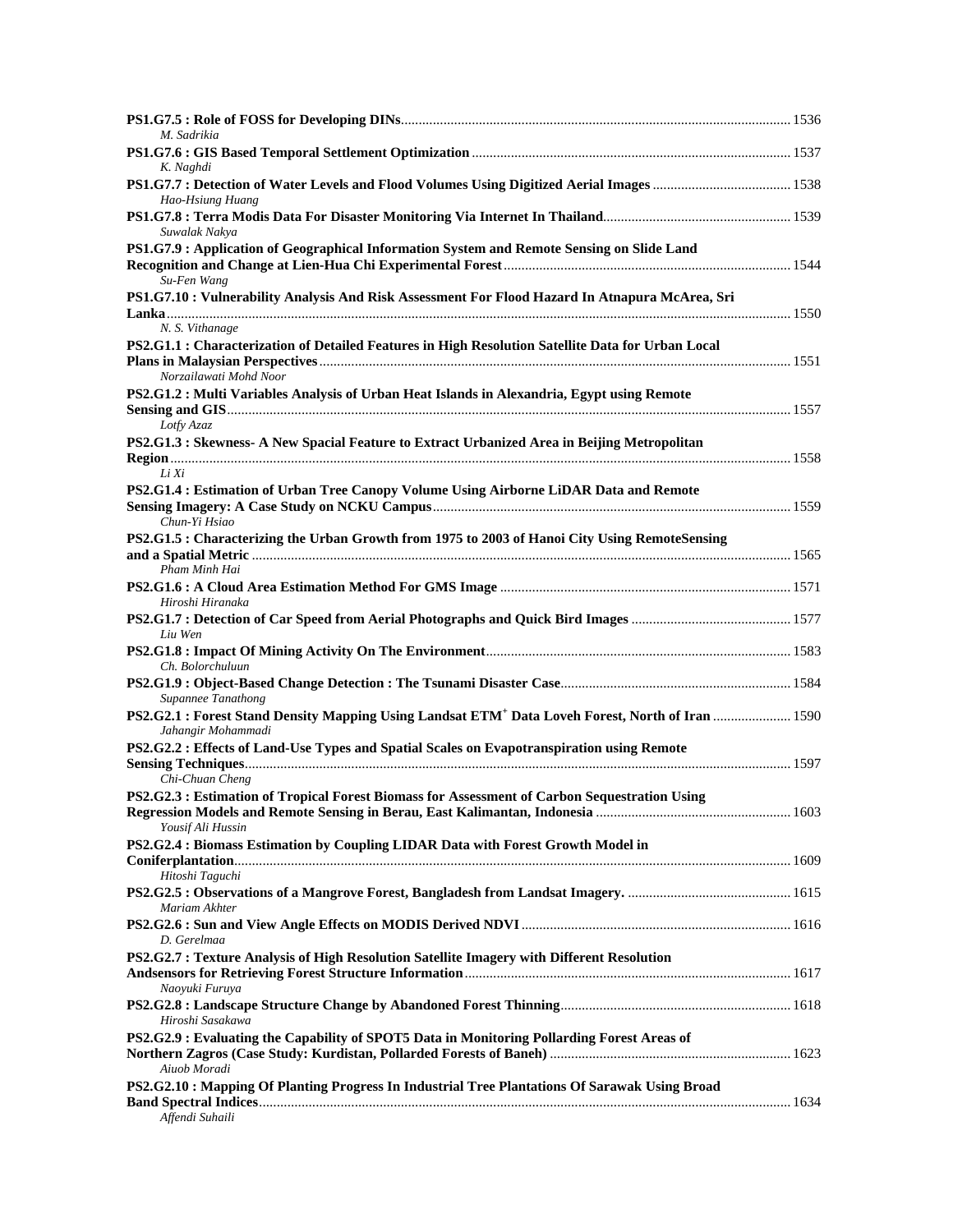**PS1.G7.5 : Role of FOSS for Developing DINs** ............ 1536
*M. Sadrikia*

**PS1.G7.6 : GIS Based Temporal Settlement Optimization** ............ 1537
*K. Naghdi*

**PS1.G7.7 : Detection of Water Levels and Flood Volumes Using Digitized Aerial Images** ............ 1538
*Hao-Hsiung Huang*

**PS1.G7.8 : Terra Modis Data For Disaster Monitoring Via Internet In Thailand** ............ 1539
*Suwalak Nakya*

**PS1.G7.9 : Application of Geographical Information System and Remote Sensing on Slide Land Recognition and Change at Lien-Hua Chi Experimental Forest** ............ 1544
*Su-Fen Wang*

**PS1.G7.10 : Vulnerability Analysis And Risk Assessment For Flood Hazard In Atnapura McArea, Sri Lanka** ............ 1550
*N. S. Vithanage*

**PS2.G1.1 : Characterization of Detailed Features in High Resolution Satellite Data for Urban Local Plans in Malaysian Perspectives** ............ 1551
*Norzailawati Mohd Noor*

**PS2.G1.2 : Multi Variables Analysis of Urban Heat Islands in Alexandria, Egypt using Remote Sensing and GIS** ............ 1557
*Lotfy Azaz*

**PS2.G1.3 : Skewness- A New Spacial Feature to Extract Urbanized Area in Beijing Metropolitan Region** ............ 1558
*Li Xi*

**PS2.G1.4 : Estimation of Urban Tree Canopy Volume Using Airborne LiDAR Data and Remote Sensing Imagery: A Case Study on NCKU Campus** ............ 1559
*Chun-Yi Hsiao*

**PS2.G1.5 : Characterizing the Urban Growth from 1975 to 2003 of Hanoi City Using RemoteSensing and a Spatial Metric** ............ 1565
*Pham Minh Hai*

**PS2.G1.6 : A Cloud Area Estimation Method For GMS Image** ............ 1571
*Hiroshi Hiranaka*

**PS2.G1.7 : Detection of Car Speed from Aerial Photographs and Quick Bird Images** ............ 1577
*Liu Wen*

**PS2.G1.8 : Impact Of Mining Activity On The Environment** ............ 1583
*Ch. Bolorchuluun*

**PS2.G1.9 : Object-Based Change Detection : The Tsunami Disaster Case** ............ 1584
*Supannee Tanathong*

**PS2.G2.1 : Forest Stand Density Mapping Using Landsat ETM$^{+}$ Data Loveh Forest, North of Iran** ............ 1590
*Jahangir Mohammadi*

**PS2.G2.2 : Effects of Land-Use Types and Spatial Scales on Evapotranspiration using Remote Sensing Techniques** ............ 1597
*Chi-Chuan Cheng*

**PS2.G2.3 : Estimation of Tropical Forest Biomass for Assessment of Carbon Sequestration Using Regression Models and Remote Sensing in Berau, East Kalimantan, Indonesia** ............ 1603
*Yousif Ali Hussin*

**PS2.G2.4 : Biomass Estimation by Coupling LIDAR Data with Forest Growth Model in Coniferplantation** ............ 1609
*Hitoshi Taguchi*

**PS2.G2.5 : Observations of a Mangrove Forest, Bangladesh from Landsat Imagery.** ............ 1615
*Mariam Akhter*

**PS2.G2.6 : Sun and View Angle Effects on MODIS Derived NDVI** ............ 1616
*D. Gerelmaa*

**PS2.G2.7 : Texture Analysis of High Resolution Satellite Imagery with Different Resolution Andsensors for Retrieving Forest Structure Information** ............ 1617
*Naoyuki Furuya*

**PS2.G2.8 : Landscape Structure Change by Abandoned Forest Thinning** ............ 1618
*Hiroshi Sasakawa*

**PS2.G2.9 : Evaluating the Capability of SPOT5 Data in Monitoring Pollarding Forest Areas of Northern Zagros (Case Study: Kurdistan, Pollarded Forests of Baneh)** ............ 1623
*Aiuob Moradi*

**PS2.G2.10 : Mapping Of Planting Progress In Industrial Tree Plantations Of Sarawak Using Broad Band Spectral Indices** ............ 1634
*Affendi Suhaili*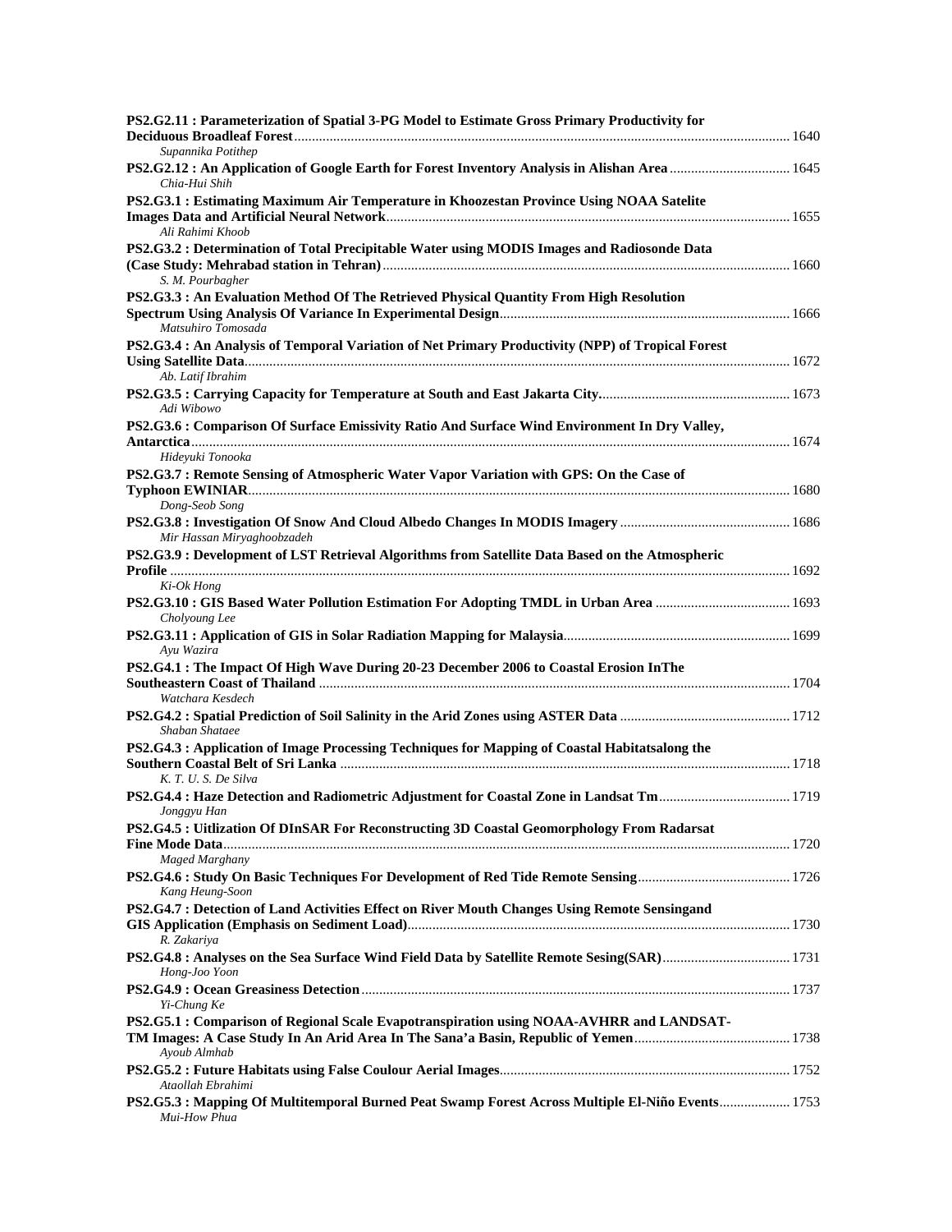**PS2.G2.11 : Parameterization of Spatial 3-PG Model to Estimate Gross Primary Productivity for Deciduous Broadleaf Forest** .......... 1640
*Supannika Potithep*

**PS2.G2.12 : An Application of Google Earth for Forest Inventory Analysis in Alishan Area** .......... 1645
*Chia-Hui Shih*

**PS2.G3.1 : Estimating Maximum Air Temperature in Khoozestan Province Using NOAA Satelite Images Data and Artificial Neural Network** .......... 1655
*Ali Rahimi Khoob*

**PS2.G3.2 : Determination of Total Precipitable Water using MODIS Images and Radiosonde Data (Case Study: Mehrabad station in Tehran)** .......... 1660
*S. M. Pourbagher*

**PS2.G3.3 : An Evaluation Method Of The Retrieved Physical Quantity From High Resolution Spectrum Using Analysis Of Variance In Experimental Design** .......... 1666
*Matsuhiro Tomosada*

**PS2.G3.4 : An Analysis of Temporal Variation of Net Primary Productivity (NPP) of Tropical Forest Using Satellite Data** .......... 1672
*Ab. Latif Ibrahim*

**PS2.G3.5 : Carrying Capacity for Temperature at South and East Jakarta City.** .......... 1673
*Adi Wibowo*

**PS2.G3.6 : Comparison Of Surface Emissivity Ratio And Surface Wind Environment In Dry Valley, Antarctica** .......... 1674
*Hideyuki Tonooka*

**PS2.G3.7 : Remote Sensing of Atmospheric Water Vapor Variation with GPS: On the Case of Typhoon EWINIAR** .......... 1680
*Dong-Seob Song*

**PS2.G3.8 : Investigation Of Snow And Cloud Albedo Changes In MODIS Imagery** .......... 1686
*Mir Hassan Miryaghoobzadeh*

**PS2.G3.9 : Development of LST Retrieval Algorithms from Satellite Data Based on the Atmospheric Profile** .......... 1692
*Ki-Ok Hong*

**PS2.G3.10 : GIS Based Water Pollution Estimation For Adopting TMDL in Urban Area** .......... 1693
*Cholyoung Lee*

**PS2.G3.11 : Application of GIS in Solar Radiation Mapping for Malaysia** .......... 1699
*Ayu Wazira*

**PS2.G4.1 : The Impact Of High Wave During 20-23 December 2006 to Coastal Erosion InThe Southeastern Coast of Thailand** .......... 1704
*Watchara Kesdech*

**PS2.G4.2 : Spatial Prediction of Soil Salinity in the Arid Zones using ASTER Data** .......... 1712
*Shaban Shataee*

**PS2.G4.3 : Application of Image Processing Techniques for Mapping of Coastal Habitatsalong the Southern Coastal Belt of Sri Lanka** .......... 1718
*K. T. U. S. De Silva*

**PS2.G4.4 : Haze Detection and Radiometric Adjustment for Coastal Zone in Landsat Tm** .......... 1719
*Jonggyu Han*

**PS2.G4.5 : Uitlization Of DInSAR For Reconstructing 3D Coastal Geomorphology From Radarsat Fine Mode Data** .......... 1720
*Maged Marghany*

**PS2.G4.6 : Study On Basic Techniques For Development of Red Tide Remote Sensing** .......... 1726
*Kang Heung-Soon*

**PS2.G4.7 : Detection of Land Activities Effect on River Mouth Changes Using Remote Sensingand GIS Application (Emphasis on Sediment Load)** .......... 1730
*R. Zakariya*

**PS2.G4.8 : Analyses on the Sea Surface Wind Field Data by Satellite Remote Sesing(SAR)** .......... 1731
*Hong-Joo Yoon*

**PS2.G4.9 : Ocean Greasiness Detection** .......... 1737
*Yi-Chung Ke*

**PS2.G5.1 : Comparison of Regional Scale Evapotranspiration using NOAA-AVHRR and LANDSAT-TM Images: A Case Study In An Arid Area In The Sana'a Basin, Republic of Yemen** .......... 1738
*Ayoub Almhab*

**PS2.G5.2 : Future Habitats using False Coulour Aerial Images** .......... 1752
*Ataollah Ebrahimi*

**PS2.G5.3 : Mapping Of Multitemporal Burned Peat Swamp Forest Across Multiple El-Niño Events** .......... 1753
*Mui-How Phua*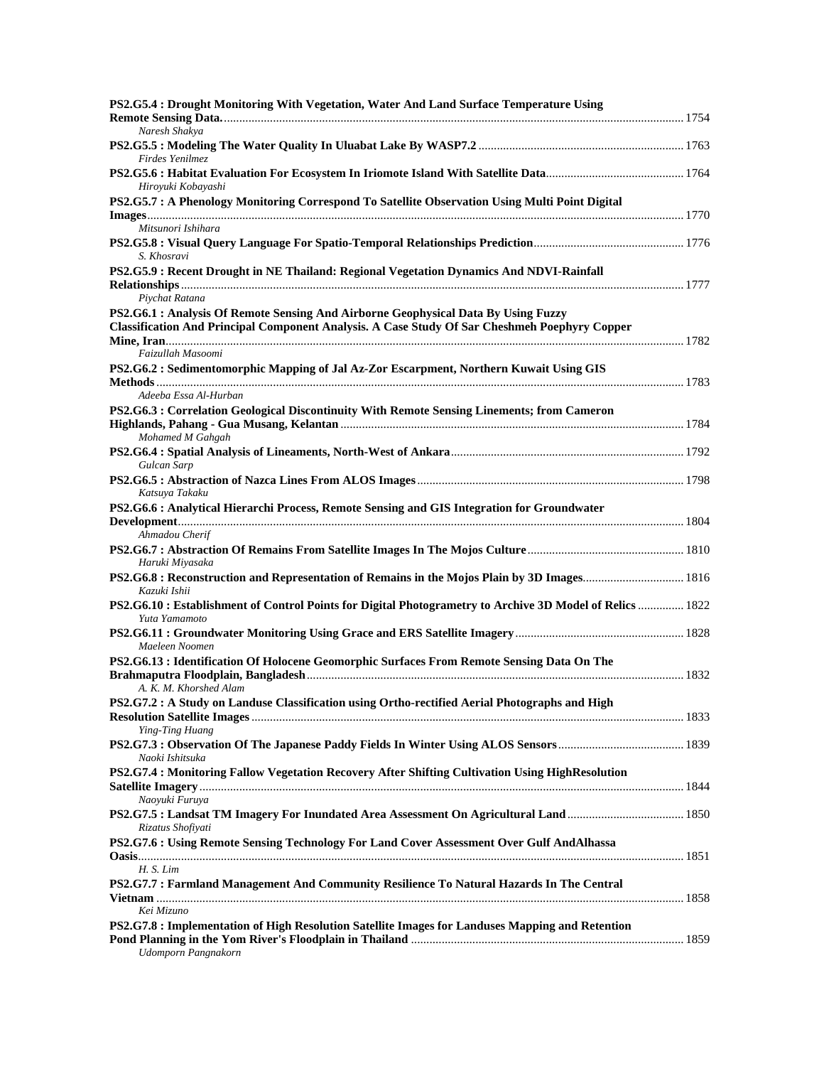**PS2.G5.4 : Drought Monitoring With Vegetation, Water And Land Surface Temperature Using Remote Sensing Data.** ........ 1754
*Naresh Shakya*

**PS2.G5.5 : Modeling The Water Quality In Uluabat Lake By WASP7.2** ........ 1763
*Firdes Yenilmez*

**PS2.G5.6 : Habitat Evaluation For Ecosystem In Iriomote Island With Satellite Data** ........ 1764
*Hiroyuki Kobayashi*

**PS2.G5.7 : A Phenology Monitoring Correspond To Satellite Observation Using Multi Point Digital Images** ........ 1770
*Mitsunori Ishihara*

**PS2.G5.8 : Visual Query Language For Spatio-Temporal Relationships Prediction** ........ 1776
*S. Khosravi*

**PS2.G5.9 : Recent Drought in NE Thailand: Regional Vegetation Dynamics And NDVI-Rainfall Relationships** ........ 1777
*Piychat Ratana*

**PS2.G6.1 : Analysis Of Remote Sensing And Airborne Geophysical Data By Using Fuzzy Classification And Principal Component Analysis. A Case Study Of Sar Cheshmeh Poephyry Copper Mine, Iran** ........ 1782
*Faizullah Masoomi*

**PS2.G6.2 : Sedimentomorphic Mapping of Jal Az-Zor Escarpment, Northern Kuwait Using GIS Methods** ........ 1783
*Adeeba Essa Al-Hurban*

**PS2.G6.3 : Correlation Geological Discontinuity With Remote Sensing Linements; from Cameron Highlands, Pahang - Gua Musang, Kelantan** ........ 1784
*Mohamed M Gahgah*

**PS2.G6.4 : Spatial Analysis of Lineaments, North-West of Ankara** ........ 1792
*Gulcan Sarp*

**PS2.G6.5 : Abstraction of Nazca Lines From ALOS Images** ........ 1798
*Katsuya Takaku*

**PS2.G6.6 : Analytical Hierarchi Process, Remote Sensing and GIS Integration for Groundwater Development** ........ 1804
*Ahmadou Cherif*

**PS2.G6.7 : Abstraction Of Remains From Satellite Images In The Mojos Culture** ........ 1810
*Haruki Miyasaka*

**PS2.G6.8 : Reconstruction and Representation of Remains in the Mojos Plain by 3D Images** ........ 1816
*Kazuki Ishii*

**PS2.G6.10 : Establishment of Control Points for Digital Photogrametry to Archive 3D Model of Relics** ........ 1822
*Yuta Yamamoto*

**PS2.G6.11 : Groundwater Monitoring Using Grace and ERS Satellite Imagery** ........ 1828
*Maeleen Noomen*

**PS2.G6.13 : Identification Of Holocene Geomorphic Surfaces From Remote Sensing Data On The Brahmaputra Floodplain, Bangladesh** ........ 1832
*A. K. M. Khorshed Alam*

**PS2.G7.2 : A Study on Landuse Classification using Ortho-rectified Aerial Photographs and High Resolution Satellite Images** ........ 1833
*Ying-Ting Huang*

**PS2.G7.3 : Observation Of The Japanese Paddy Fields In Winter Using ALOS Sensors** ........ 1839
*Naoki Ishitsuka*

**PS2.G7.4 : Monitoring Fallow Vegetation Recovery After Shifting Cultivation Using HighResolution Satellite Imagery** ........ 1844
*Naoyuki Furuya*

**PS2.G7.5 : Landsat TM Imagery For Inundated Area Assessment On Agricultural Land** ........ 1850
*Rizatus Shofiyati*

**PS2.G7.6 : Using Remote Sensing Technology For Land Cover Assessment Over Gulf AndAlhassa Oasis** ........ 1851
*H. S. Lim*

**PS2.G7.7 : Farmland Management And Community Resilience To Natural Hazards In The Central Vietnam** ........ 1858
*Kei Mizuno*

**PS2.G7.8 : Implementation of High Resolution Satellite Images for Landuses Mapping and Retention Pond Planning in the Yom River's Floodplain in Thailand** ........ 1859
*Udomporn Pangnakorn*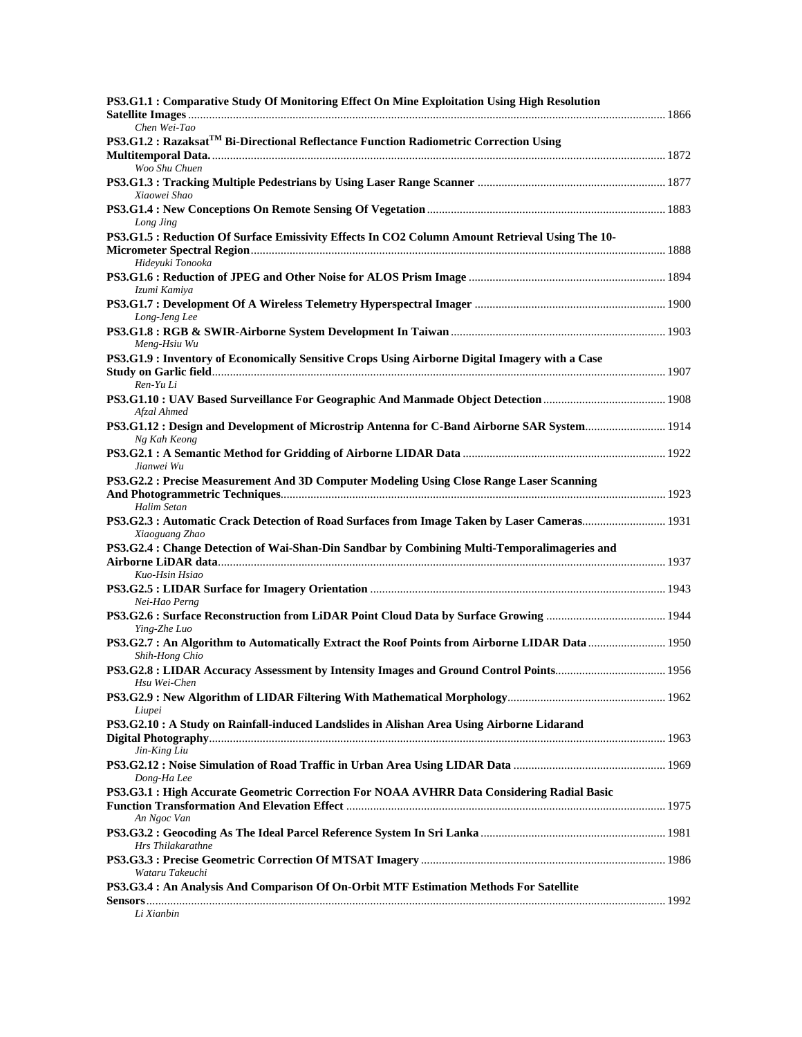**PS3.G1.1 : Comparative Study Of Monitoring Effect On Mine Exploitation Using High Resolution Satellite Images** ........ 1866
*Chen Wei-Tao*

**PS3.G1.2 : Razaksat$^{TM}$ Bi-Directional Reflectance Function Radiometric Correction Using Multitemporal Data.** ........ 1872
*Woo Shu Chuen*

**PS3.G1.3 : Tracking Multiple Pedestrians by Using Laser Range Scanner** ........ 1877
*Xiaowei Shao*

**PS3.G1.4 : New Conceptions On Remote Sensing Of Vegetation** ........ 1883
*Long Jing*

**PS3.G1.5 : Reduction Of Surface Emissivity Effects In CO2 Column Amount Retrieval Using The 10-Micrometer Spectral Region** ........ 1888
*Hideyuki Tonooka*

**PS3.G1.6 : Reduction of JPEG and Other Noise for ALOS Prism Image** ........ 1894
*Izumi Kamiya*

**PS3.G1.7 : Development Of A Wireless Telemetry Hyperspectral Imager** ........ 1900
*Long-Jeng Lee*

**PS3.G1.8 : RGB & SWIR-Airborne System Development In Taiwan** ........ 1903
*Meng-Hsiu Wu*

**PS3.G1.9 : Inventory of Economically Sensitive Crops Using Airborne Digital Imagery with a Case Study on Garlic field** ........ 1907
*Ren-Yu Li*

**PS3.G1.10 : UAV Based Surveillance For Geographic And Manmade Object Detection** ........ 1908
*Afzal Ahmed*

**PS3.G1.12 : Design and Development of Microstrip Antenna for C-Band Airborne SAR System** ........ 1914
*Ng Kah Keong*

**PS3.G2.1 : A Semantic Method for Gridding of Airborne LIDAR Data** ........ 1922
*Jianwei Wu*

**PS3.G2.2 : Precise Measurement And 3D Computer Modeling Using Close Range Laser Scanning And Photogrammetric Techniques** ........ 1923
*Halim Setan*

**PS3.G2.3 : Automatic Crack Detection of Road Surfaces from Image Taken by Laser Cameras** ........ 1931
*Xiaoguang Zhao*

**PS3.G2.4 : Change Detection of Wai-Shan-Din Sandbar by Combining Multi-Temporalimageries and Airborne LiDAR data** ........ 1937
*Kuo-Hsin Hsiao*

**PS3.G2.5 : LIDAR Surface for Imagery Orientation** ........ 1943
*Nei-Hao Perng*

**PS3.G2.6 : Surface Reconstruction from LiDAR Point Cloud Data by Surface Growing** ........ 1944
*Ying-Zhe Luo*

**PS3.G2.7 : An Algorithm to Automatically Extract the Roof Points from Airborne LIDAR Data** ........ 1950
*Shih-Hong Chio*

**PS3.G2.8 : LIDAR Accuracy Assessment by Intensity Images and Ground Control Points** ........ 1956
*Hsu Wei-Chen*

**PS3.G2.9 : New Algorithm of LIDAR Filtering With Mathematical Morphology** ........ 1962
*Liupei*

**PS3.G2.10 : A Study on Rainfall-induced Landslides in Alishan Area Using Airborne Lidarand Digital Photography** ........ 1963
*Jin-King Liu*

**PS3.G2.12 : Noise Simulation of Road Traffic in Urban Area Using LIDAR Data** ........ 1969
*Dong-Ha Lee*

**PS3.G3.1 : High Accurate Geometric Correction For NOAA AVHRR Data Considering Radial Basic Function Transformation And Elevation Effect** ........ 1975
*An Ngoc Van*

**PS3.G3.2 : Geocoding As The Ideal Parcel Reference System In Sri Lanka** ........ 1981
*Hrs Thilakarathne*

**PS3.G3.3 : Precise Geometric Correction Of MTSAT Imagery** ........ 1986
*Wataru Takeuchi*

**PS3.G3.4 : An Analysis And Comparison Of On-Orbit MTF Estimation Methods For Satellite Sensors** ........ 1992
*Li Xianbin*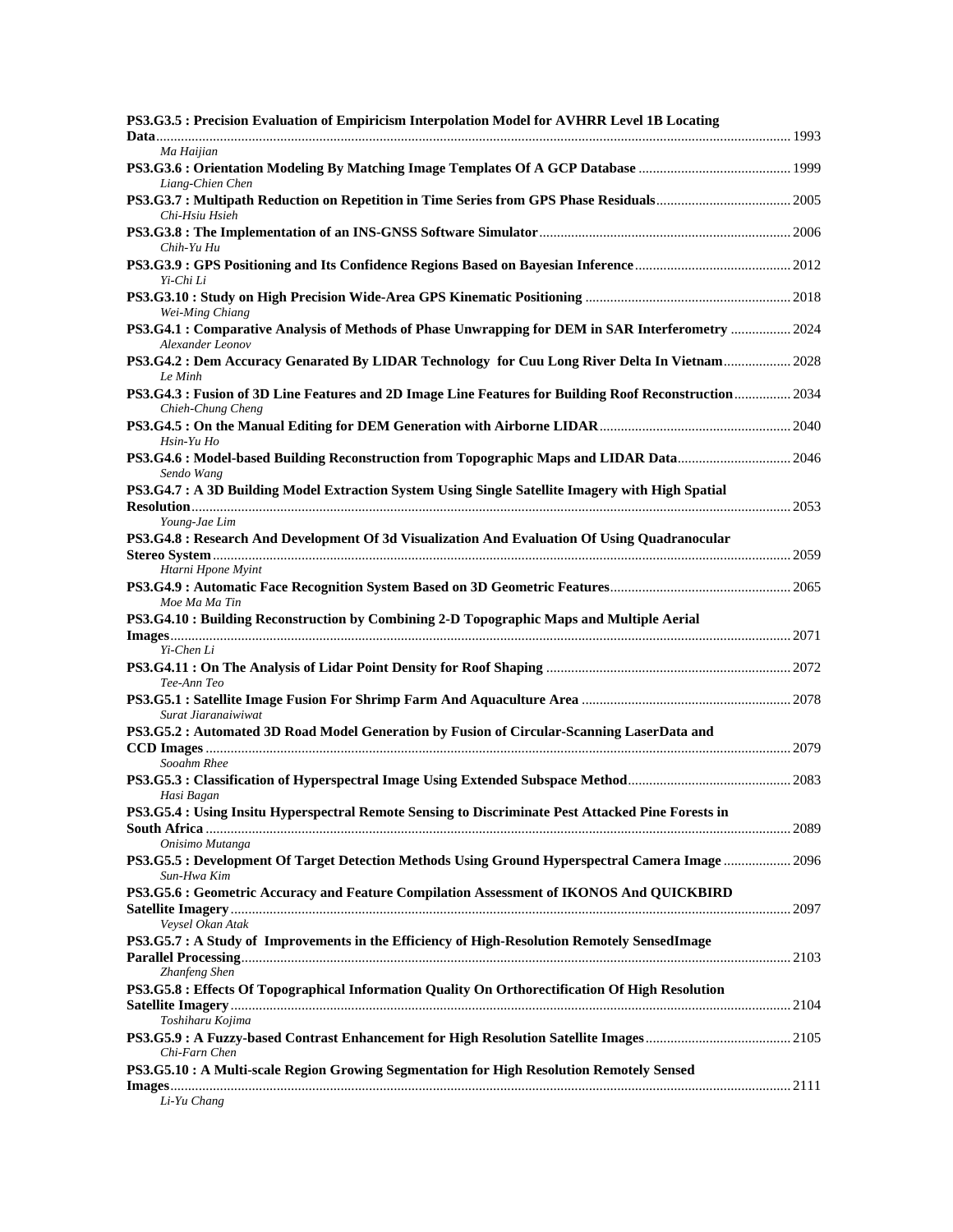**PS3.G3.5 : Precision Evaluation of Empiricism Interpolation Model for AVHRR Level 1B Locating Data** ........ 1993
*Ma Haijian*

**PS3.G3.6 : Orientation Modeling By Matching Image Templates Of A GCP Database** ........ 1999
*Liang-Chien Chen*

**PS3.G3.7 : Multipath Reduction on Repetition in Time Series from GPS Phase Residuals** ........ 2005
*Chi-Hsiu Hsieh*

**PS3.G3.8 : The Implementation of an INS-GNSS Software Simulator** ........ 2006
*Chih-Yu Hu*

**PS3.G3.9 : GPS Positioning and Its Confidence Regions Based on Bayesian Inference** ........ 2012
*Yi-Chi Li*

**PS3.G3.10 : Study on High Precision Wide-Area GPS Kinematic Positioning** ........ 2018
*Wei-Ming Chiang*

**PS3.G4.1 : Comparative Analysis of Methods of Phase Unwrapping for DEM in SAR Interferometry** ........ 2024
*Alexander Leonov*

**PS3.G4.2 : Dem Accuracy Genarated By LIDAR Technology for Cuu Long River Delta In Vietnam** ........ 2028
*Le Minh*

**PS3.G4.3 : Fusion of 3D Line Features and 2D Image Line Features for Building Roof Reconstruction** ........ 2034
*Chieh-Chung Cheng*

**PS3.G4.5 : On the Manual Editing for DEM Generation with Airborne LIDAR** ........ 2040
*Hsin-Yu Ho*

**PS3.G4.6 : Model-based Building Reconstruction from Topographic Maps and LIDAR Data** ........ 2046
*Sendo Wang*

**PS3.G4.7 : A 3D Building Model Extraction System Using Single Satellite Imagery with High Spatial Resolution** ........ 2053
*Young-Jae Lim*

**PS3.G4.8 : Research And Development Of 3d Visualization And Evaluation Of Using Quadranocular Stereo System** ........ 2059
*Htarni Hpone Myint*

**PS3.G4.9 : Automatic Face Recognition System Based on 3D Geometric Features** ........ 2065
*Moe Ma Ma Tin*

**PS3.G4.10 : Building Reconstruction by Combining 2-D Topographic Maps and Multiple Aerial Images** ........ 2071
*Yi-Chen Li*

**PS3.G4.11 : On The Analysis of Lidar Point Density for Roof Shaping** ........ 2072
*Tee-Ann Teo*

**PS3.G5.1 : Satellite Image Fusion For Shrimp Farm And Aquaculture Area** ........ 2078
*Surat Jiaranaiwiwat*

**PS3.G5.2 : Automated 3D Road Model Generation by Fusion of Circular-Scanning LaserData and CCD Images** ........ 2079
*Sooahm Rhee*

**PS3.G5.3 : Classification of Hyperspectral Image Using Extended Subspace Method** ........ 2083
*Hasi Bagan*

**PS3.G5.4 : Using Insitu Hyperspectral Remote Sensing to Discriminate Pest Attacked Pine Forests in South Africa** ........ 2089
*Onisimo Mutanga*

**PS3.G5.5 : Development Of Target Detection Methods Using Ground Hyperspectral Camera Image** ........ 2096
*Sun-Hwa Kim*

**PS3.G5.6 : Geometric Accuracy and Feature Compilation Assessment of IKONOS And QUICKBIRD Satellite Imagery** ........ 2097
*Veysel Okan Atak*

**PS3.G5.7 : A Study of Improvements in the Efficiency of High-Resolution Remotely SensedImage Parallel Processing** ........ 2103
*Zhanfeng Shen*

**PS3.G5.8 : Effects Of Topographical Information Quality On Orthorectification Of High Resolution Satellite Imagery** ........ 2104
*Toshiharu Kojima*

**PS3.G5.9 : A Fuzzy-based Contrast Enhancement for High Resolution Satellite Images** ........ 2105
*Chi-Farn Chen*

**PS3.G5.10 : A Multi-scale Region Growing Segmentation for High Resolution Remotely Sensed Images** ........ 2111
*Li-Yu Chang*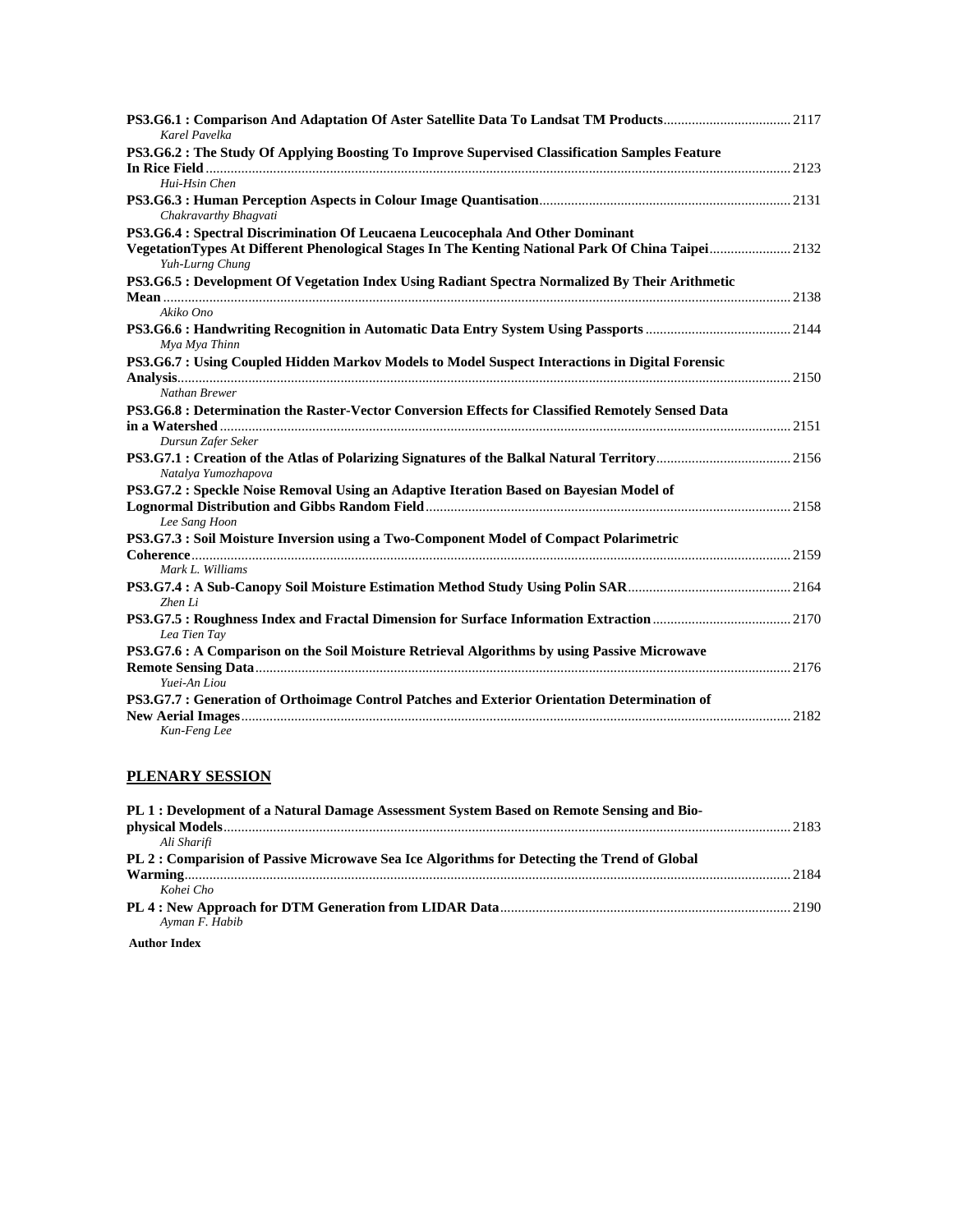**PS3.G6.1 : Comparison And Adaptation Of Aster Satellite Data To Landsat TM Products** ........ 2117
*Karel Pavelka*

**PS3.G6.2 : The Study Of Applying Boosting To Improve Supervised Classification Samples Feature In Rice Field** ........ 2123
*Hui-Hsin Chen*

**PS3.G6.3 : Human Perception Aspects in Colour Image Quantisation** ........ 2131
*Chakravarthy Bhagvati*

**PS3.G6.4 : Spectral Discrimination Of Leucaena Leucocephala And Other Dominant VegetationTypes At Different Phenological Stages In The Kenting National Park Of China Taipei** ........ 2132
*Yuh-Lurng Chung*

**PS3.G6.5 : Development Of Vegetation Index Using Radiant Spectra Normalized By Their Arithmetic Mean** ........ 2138
*Akiko Ono*

**PS3.G6.6 : Handwriting Recognition in Automatic Data Entry System Using Passports** ........ 2144
*Mya Mya Thinn*

**PS3.G6.7 : Using Coupled Hidden Markov Models to Model Suspect Interactions in Digital Forensic Analysis** ........ 2150
*Nathan Brewer*

**PS3.G6.8 : Determination the Raster-Vector Conversion Effects for Classified Remotely Sensed Data in a Watershed** ........ 2151
*Dursun Zafer Seker*

**PS3.G7.1 : Creation of the Atlas of Polarizing Signatures of the Balkal Natural Territory** ........ 2156
*Natalya Yumozhapova*

**PS3.G7.2 : Speckle Noise Removal Using an Adaptive Iteration Based on Bayesian Model of Lognormal Distribution and Gibbs Random Field** ........ 2158
*Lee Sang Hoon*

**PS3.G7.3 : Soil Moisture Inversion using a Two-Component Model of Compact Polarimetric Coherence** ........ 2159
*Mark L. Williams*

**PS3.G7.4 : A Sub-Canopy Soil Moisture Estimation Method Study Using Polin SAR** ........ 2164
*Zhen Li*

**PS3.G7.5 : Roughness Index and Fractal Dimension for Surface Information Extraction** ........ 2170
*Lea Tien Tay*

**PS3.G7.6 : A Comparison on the Soil Moisture Retrieval Algorithms by using Passive Microwave Remote Sensing Data** ........ 2176
*Yuei-An Liou*

**PS3.G7.7 : Generation of Orthoimage Control Patches and Exterior Orientation Determination of New Aerial Images** ........ 2182
*Kun-Feng Lee*

## PLENARY SESSION

**PL 1 : Development of a Natural Damage Assessment System Based on Remote Sensing and Bio-physical Models** ........ 2183
*Ali Sharifi*

**PL 2 : Comparision of Passive Microwave Sea Ice Algorithms for Detecting the Trend of Global Warming** ........ 2184
*Kohei Cho*

**PL 4 : New Approach for DTM Generation from LIDAR Data** ........ 2190
*Ayman F. Habib*

**Author Index**